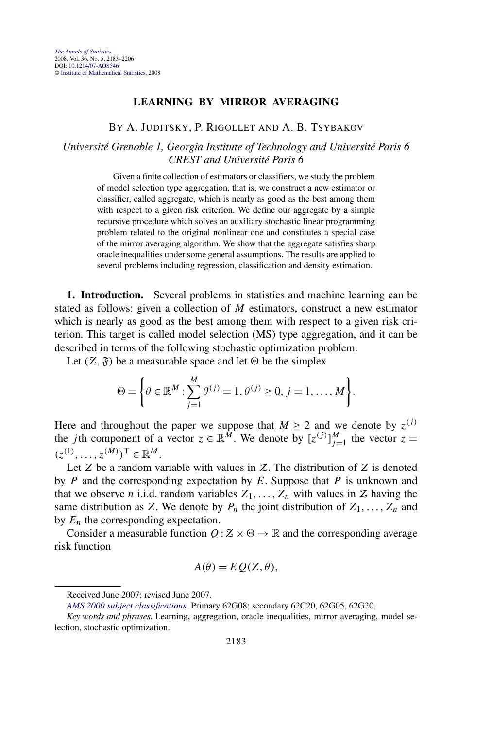# LEARNING BY MIRROR AVERAGING

BY A. JUDITSKY, P. RIGOLLET AND A. B. TSYBAKOV

*Université Grenoble 1, Georgia Institute of Technology and Université Paris 6 CREST and Université Paris 6*

Given a finite collection of estimators or classifiers, we study the problem of model selection type aggregation, that is, we construct a new estimator or classifier, called aggregate, which is nearly as good as the best among them with respect to a given risk criterion. We define our aggregate by a simple recursive procedure which solves an auxiliary stochastic linear programming problem related to the original nonlinear one and constitutes a special case of the mirror averaging algorithm. We show that the aggregate satisfies sharp oracle inequalities under some general assumptions. The results are applied to several problems including regression, classification and density estimation.

**1. Introduction.** Several problems in statistics and machine learning can be stated as follows: given a collection of $M$ estimators, construct a new estimator which is nearly as good as the best among them with respect to a given risk criterion. This target is called model selection (MS) type aggregation, and it can be described in terms of the following stochastic optimization problem.

Let $(\mathcal{Z}, \mathfrak{F})$ be a measurable space and let $\Theta$ be the simplex

$$\Theta = \left\{ \theta \in \mathbb{R}^M : \sum_{j=1}^{M} \theta^{(j)} = 1, \theta^{(j)} \geq 0, j = 1, \dots, M \right\}.$$

Here and throughout the paper we suppose that $M \geq 2$ and we denote by $z^{(j)}$ the $j$th component of a vector $z \in \mathbb{R}^M$. We denote by $[z^{(j)}]_{j=1}^M$ the vector $z = (z^{(1)}, \dots, z^{(M)})^\top \in \mathbb{R}^M$.

Let $Z$ be a random variable with values in $\mathcal{Z}$. The distribution of $Z$ is denoted by $P$ and the corresponding expectation by $E$. Suppose that $P$ is unknown and that we observe $n$ i.i.d. random variables $Z_1, \dots, Z_n$ with values in $\mathcal{Z}$ having the same distribution as $Z$. We denote by $P_n$ the joint distribution of $Z_1, \dots, Z_n$ and by $E_n$ the corresponding expectation.

Consider a measurable function $Q : \mathcal{Z} \times \Theta \to \mathbb{R}$ and the corresponding average risk function

$$A(\theta) = E\,Q(Z, \theta),$$

Received June 2007; revised June 2007.

*AMS 2000 subject classifications.* Primary 62G08; secondary 62C20, 62G05, 62G20.

*Key words and phrases.* Learning, aggregation, oracle inequalities, mirror averaging, model selection, stochastic optimization.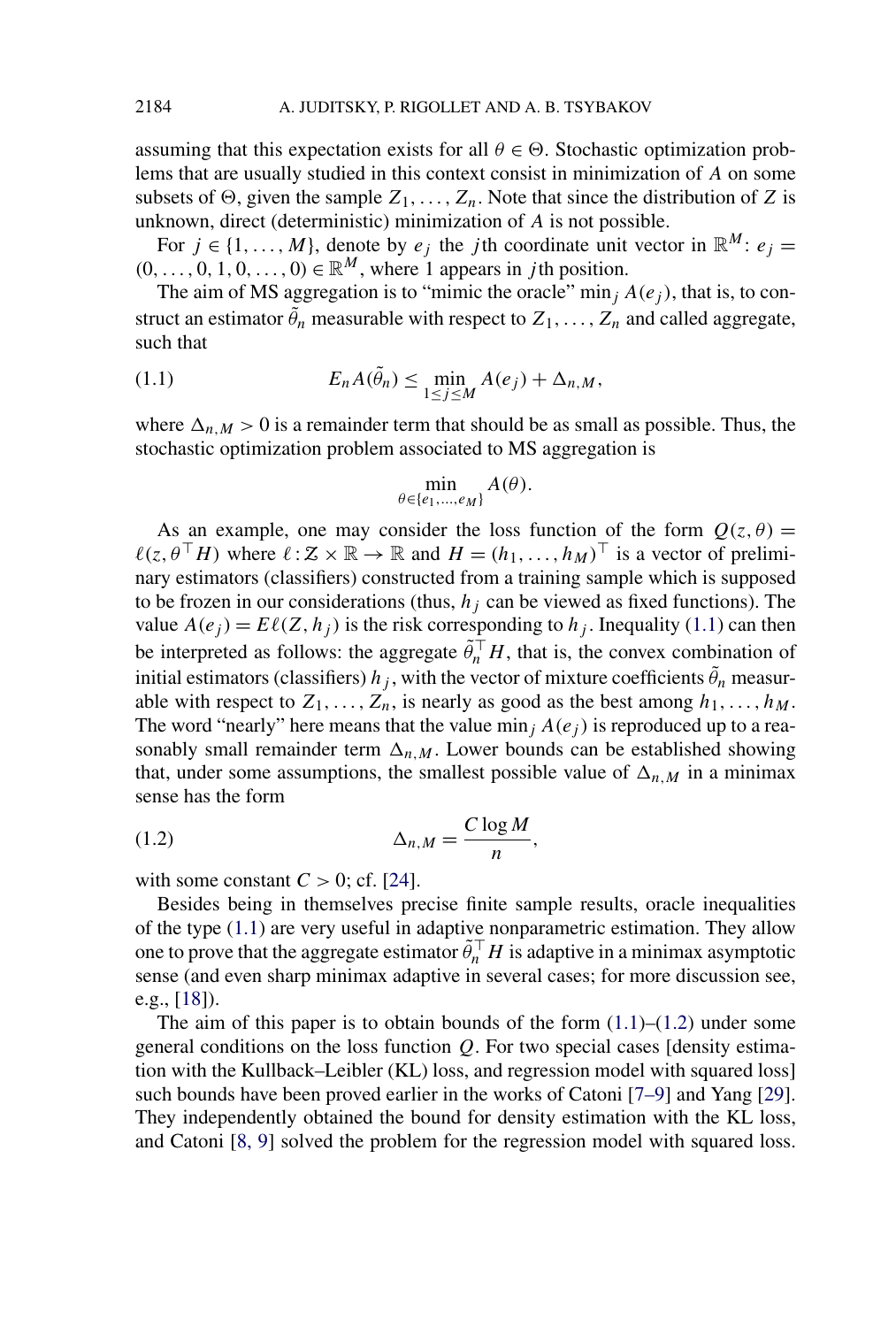assuming that this expectation exists for all $\theta \in \Theta$. Stochastic optimization problems that are usually studied in this context consist in minimization of $A$ on some subsets of $\Theta$, given the sample $Z_1, \dots, Z_n$. Note that since the distribution of $Z$ is unknown, direct (deterministic) minimization of $A$ is not possible.

For $j \in \{1, \dots, M\}$, denote by $e_j$ the $j$th coordinate unit vector in $\mathbb{R}^M$: $e_j = (0, \dots, 0, 1, 0, \dots, 0) \in \mathbb{R}^M$, where 1 appears in $j$th position.

The aim of MS aggregation is to "mimic the oracle" $\min_j A(e_j)$, that is, to construct an estimator $\tilde{\theta}_n$ measurable with respect to $Z_1, \dots, Z_n$ and called aggregate, such that

$$E_n A(\tilde{\theta}_n) \le \min_{1 \le j \le M} A(e_j) + \Delta_{n,M}, \tag{1.1}$$

where $\Delta_{n,M} > 0$ is a remainder term that should be as small as possible. Thus, the stochastic optimization problem associated to MS aggregation is

$$\min_{\theta \in \{e_1, \dots, e_M\}} A(\theta).$$

As an example, one may consider the loss function of the form $Q(z, \theta) = \ell(z, \theta^\top H)$ where $\ell : \mathcal{Z} \times \mathbb{R} \to \mathbb{R}$ and $H = (h_1, \dots, h_M)^\top$ is a vector of preliminary estimators (classifiers) constructed from a training sample which is supposed to be frozen in our considerations (thus, $h_j$ can be viewed as fixed functions). The value $A(e_j) = E\ell(Z, h_j)$ is the risk corresponding to $h_j$. Inequality (1.1) can then be interpreted as follows: the aggregate $\tilde{\theta}_n^\top H$, that is, the convex combination of initial estimators (classifiers) $h_j$, with the vector of mixture coefficients $\tilde{\theta}_n$ measurable with respect to $Z_1, \dots, Z_n$, is nearly as good as the best among $h_1, \dots, h_M$. The word "nearly" here means that the value $\min_j A(e_j)$ is reproduced up to a reasonably small remainder term $\Delta_{n,M}$. Lower bounds can be established showing that, under some assumptions, the smallest possible value of $\Delta_{n,M}$ in a minimax sense has the form

$$\Delta_{n,M} = \frac{C \log M}{n}, \tag{1.2}$$

with some constant $C > 0$; cf. [24].

Besides being in themselves precise finite sample results, oracle inequalities of the type (1.1) are very useful in adaptive nonparametric estimation. They allow one to prove that the aggregate estimator $\tilde{\theta}_n^\top H$ is adaptive in a minimax asymptotic sense (and even sharp minimax adaptive in several cases; for more discussion see, e.g., [18]).

The aim of this paper is to obtain bounds of the form (1.1)–(1.2) under some general conditions on the loss function $Q$. For two special cases [density estimation with the Kullback–Leibler (KL) loss, and regression model with squared loss] such bounds have been proved earlier in the works of Catoni [7–9] and Yang [29]. They independently obtained the bound for density estimation with the KL loss, and Catoni [8, 9] solved the problem for the regression model with squared loss.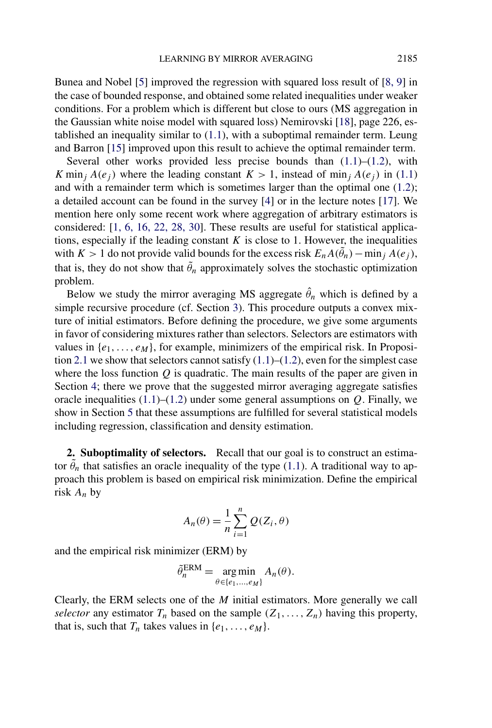Bunea and Nobel [5] improved the regression with squared loss result of [8, 9] in the case of bounded response, and obtained some related inequalities under weaker conditions. For a problem which is different but close to ours (MS aggregation in the Gaussian white noise model with squared loss) Nemirovski [18], page 226, established an inequality similar to (1.1), with a suboptimal remainder term. Leung and Barron [15] improved upon this result to achieve the optimal remainder term.

Several other works provided less precise bounds than (1.1)–(1.2), with $K \min_j A(e_j)$ where the leading constant $K > 1$, instead of $\min_j A(e_j)$ in (1.1) and with a remainder term which is sometimes larger than the optimal one (1.2); a detailed account can be found in the survey [4] or in the lecture notes [17]. We mention here only some recent work where aggregation of arbitrary estimators is considered: [1, 6, 16, 22, 28, 30]. These results are useful for statistical applications, especially if the leading constant $K$ is close to 1. However, the inequalities with $K > 1$ do not provide valid bounds for the excess risk $E_n A(\tilde{\theta}_n) - \min_j A(e_j)$, that is, they do not show that $\tilde{\theta}_n$ approximately solves the stochastic optimization problem.

Below we study the mirror averaging MS aggregate $\hat{\theta}_n$ which is defined by a simple recursive procedure (cf. Section 3). This procedure outputs a convex mixture of initial estimators. Before defining the procedure, we give some arguments in favor of considering mixtures rather than selectors. Selectors are estimators with values in $\{e_1, \dots, e_M\}$, for example, minimizers of the empirical risk. In Proposition 2.1 we show that selectors cannot satisfy (1.1)–(1.2), even for the simplest case where the loss function $Q$ is quadratic. The main results of the paper are given in Section 4; there we prove that the suggested mirror averaging aggregate satisfies oracle inequalities (1.1)–(1.2) under some general assumptions on $Q$. Finally, we show in Section 5 that these assumptions are fulfilled for several statistical models including regression, classification and density estimation.

## 2. Suboptimality of selectors.

Recall that our goal is to construct an estimator $\tilde{\theta}_n$ that satisfies an oracle inequality of the type (1.1). A traditional way to approach this problem is based on empirical risk minimization. Define the empirical risk $A_n$ by

$$A_n(\theta) = \frac{1}{n} \sum_{i=1}^{n} Q(Z_i, \theta)$$

and the empirical risk minimizer (ERM) by

$$\tilde{\theta}_n^{\mathrm{ERM}} = \underset{\theta \in \{e_1, \dots, e_M\}}{\arg\min} \; A_n(\theta).$$

Clearly, the ERM selects one of the $M$ initial estimators. More generally we call *selector* any estimator $T_n$ based on the sample $(Z_1, \dots, Z_n)$ having this property, that is, such that $T_n$ takes values in $\{e_1, \dots, e_M\}$.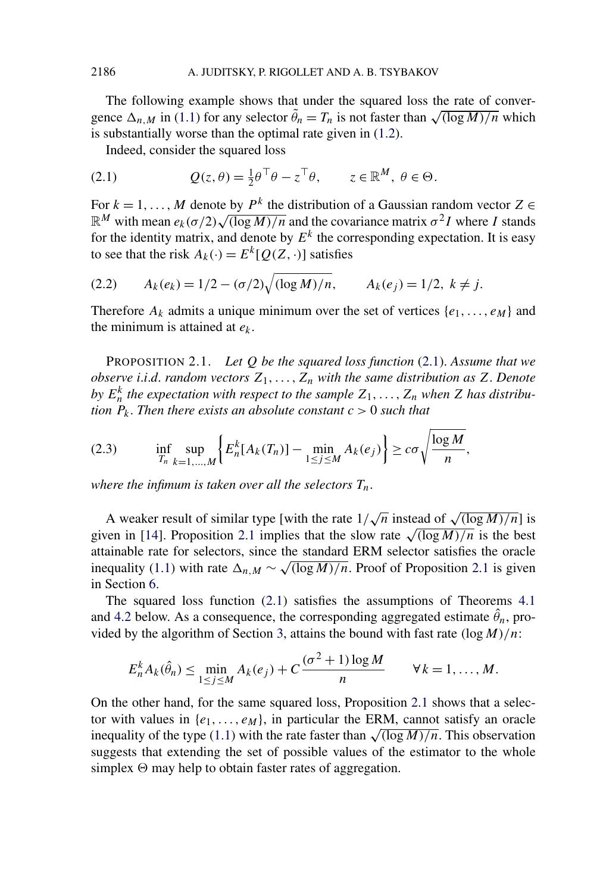The following example shows that under the squared loss the rate of convergence $\Delta_{n,M}$ in (1.1) for any selector $\tilde{\theta}_n = T_n$ is not faster than $\sqrt{(\log M)/n}$ which is substantially worse than the optimal rate given in (1.2).

Indeed, consider the squared loss

$$Q(z,\theta) = \tfrac{1}{2}\theta^\top \theta - z^\top \theta, \qquad z \in \mathbb{R}^M,\ \theta \in \Theta. \tag{2.1}$$

For $k = 1, \dots, M$ denote by $P^k$ the distribution of a Gaussian random vector $Z \in \mathbb{R}^M$ with mean $e_k(\sigma/2)\sqrt{(\log M)/n}$ and the covariance matrix $\sigma^2 I$ where $I$ stands for the identity matrix, and denote by $E^k$ the corresponding expectation. It is easy to see that the risk $A_k(\cdot) = E^k[Q(Z,\cdot)]$ satisfies

$$A_k(e_k) = 1/2 - (\sigma/2)\sqrt{(\log M)/n}, \qquad A_k(e_j) = 1/2,\ k \neq j. \tag{2.2}$$

Therefore $A_k$ admits a unique minimum over the set of vertices $\{e_1, \dots, e_M\}$ and the minimum is attained at $e_k$.

PROPOSITION 2.1. *Let $Q$ be the squared loss function* (2.1). *Assume that we observe i.i.d. random vectors $Z_1, \dots, Z_n$ with the same distribution as $Z$. Denote by $E_n^k$ the expectation with respect to the sample $Z_1, \dots, Z_n$ when $Z$ has distribution $P_k$. Then there exists an absolute constant $c > 0$ such that*

$$\inf_{T_n} \sup_{k=1,\dots,M} \left\{ E_n^k[A_k(T_n)] - \min_{1 \le j \le M} A_k(e_j) \right\} \ge c\sigma \sqrt{\frac{\log M}{n}}, \tag{2.3}$$

*where the infimum is taken over all the selectors $T_n$.*

A weaker result of similar type [with the rate $1/\sqrt{n}$ instead of $\sqrt{(\log M)/n}$] is given in [14]. Proposition 2.1 implies that the slow rate $\sqrt{(\log M)/n}$ is the best attainable rate for selectors, since the standard ERM selector satisfies the oracle inequality (1.1) with rate $\Delta_{n,M} \sim \sqrt{(\log M)/n}$. Proof of Proposition 2.1 is given in Section 6.

The squared loss function (2.1) satisfies the assumptions of Theorems 4.1 and 4.2 below. As a consequence, the corresponding aggregated estimate $\hat{\theta}_n$, provided by the algorithm of Section 3, attains the bound with fast rate $(\log M)/n$:

$$E_n^k A_k(\hat{\theta}_n) \le \min_{1 \le j \le M} A_k(e_j) + C\frac{(\sigma^2 + 1)\log M}{n} \qquad \forall k = 1, \dots, M.$$

On the other hand, for the same squared loss, Proposition 2.1 shows that a selector with values in $\{e_1, \dots, e_M\}$, in particular the ERM, cannot satisfy an oracle inequality of the type (1.1) with the rate faster than $\sqrt{(\log M)/n}$. This observation suggests that extending the set of possible values of the estimator to the whole simplex $\Theta$ may help to obtain faster rates of aggregation.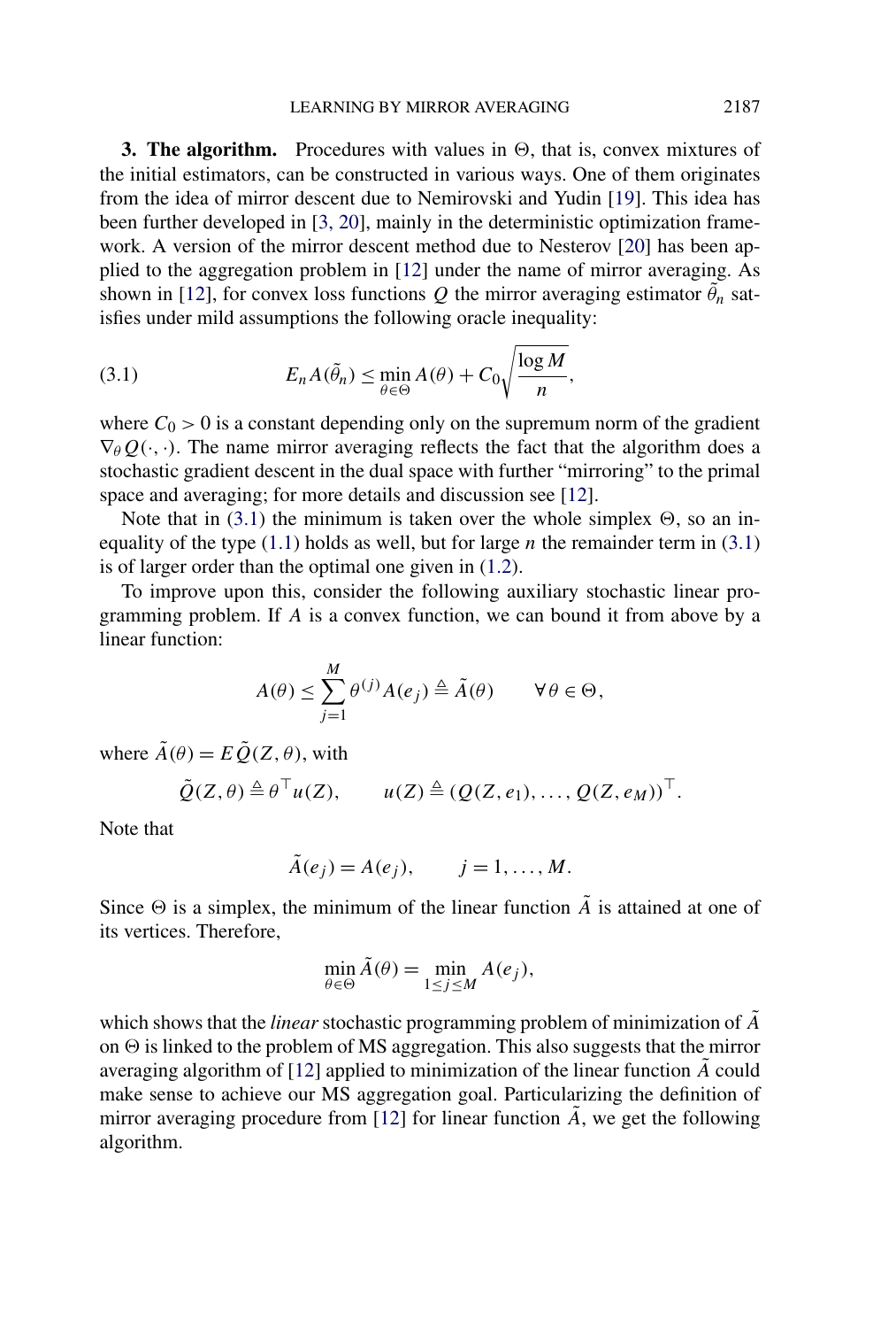**3. The algorithm.** Procedures with values in $\Theta$, that is, convex mixtures of the initial estimators, can be constructed in various ways. One of them originates from the idea of mirror descent due to Nemirovski and Yudin [19]. This idea has been further developed in [3, 20], mainly in the deterministic optimization framework. A version of the mirror descent method due to Nesterov [20] has been applied to the aggregation problem in [12] under the name of mirror averaging. As shown in [12], for convex loss functions $Q$ the mirror averaging estimator $\tilde{\theta}_n$ satisfies under mild assumptions the following oracle inequality:

$$E_n A(\tilde{\theta}_n) \le \min_{\theta \in \Theta} A(\theta) + C_0 \sqrt{\frac{\log M}{n}}, \tag{3.1}$$

where $C_0 > 0$ is a constant depending only on the supremum norm of the gradient $\nabla_\theta Q(\cdot, \cdot)$. The name mirror averaging reflects the fact that the algorithm does a stochastic gradient descent in the dual space with further "mirroring" to the primal space and averaging; for more details and discussion see [12].

Note that in (3.1) the minimum is taken over the whole simplex $\Theta$, so an inequality of the type (1.1) holds as well, but for large $n$ the remainder term in (3.1) is of larger order than the optimal one given in (1.2).

To improve upon this, consider the following auxiliary stochastic linear programming problem. If $A$ is a convex function, we can bound it from above by a linear function:

$$A(\theta) \le \sum_{j=1}^{M} \theta^{(j)} A(e_j) \triangleq \tilde{A}(\theta) \qquad \forall \theta \in \Theta,$$

where $\tilde{A}(\theta) = E\tilde{Q}(Z, \theta)$, with

$$\tilde{Q}(Z, \theta) \triangleq \theta^\top u(Z), \qquad u(Z) \triangleq (Q(Z, e_1), \dots, Q(Z, e_M))^\top.$$

Note that

$$\tilde{A}(e_j) = A(e_j), \qquad j = 1, \dots, M.$$

Since $\Theta$ is a simplex, the minimum of the linear function $\tilde{A}$ is attained at one of its vertices. Therefore,

$$\min_{\theta \in \Theta} \tilde{A}(\theta) = \min_{1 \le j \le M} A(e_j),$$

which shows that the *linear* stochastic programming problem of minimization of $\tilde{A}$ on $\Theta$ is linked to the problem of MS aggregation. This also suggests that the mirror averaging algorithm of [12] applied to minimization of the linear function $\tilde{A}$ could make sense to achieve our MS aggregation goal. Particularizing the definition of mirror averaging procedure from [12] for linear function $\tilde{A}$, we get the following algorithm.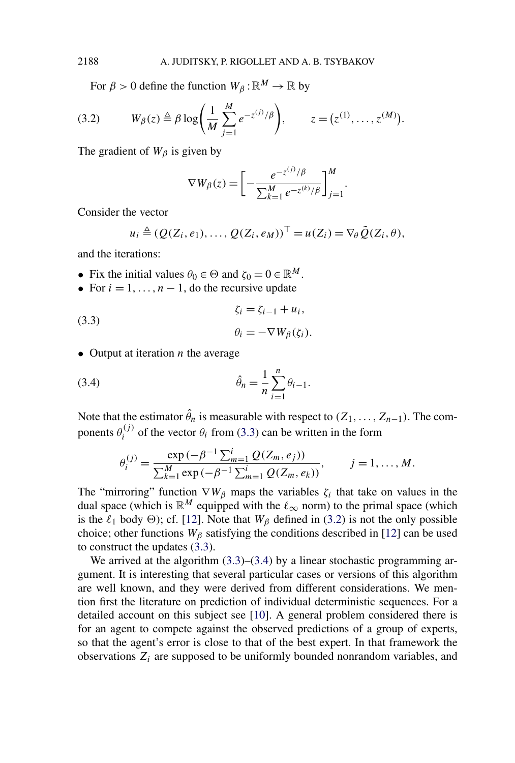For $\beta > 0$ define the function $W_\beta : \mathbb{R}^M \to \mathbb{R}$ by

$$W_\beta(z) \triangleq \beta \log\left(\frac{1}{M}\sum_{j=1}^{M} e^{-z^{(j)}/\beta}\right), \qquad z = (z^{(1)}, \dots, z^{(M)}). \tag{3.2}$$

The gradient of $W_\beta$ is given by

$$\nabla W_\beta(z) = \left[-\frac{e^{-z^{(j)}/\beta}}{\sum_{k=1}^{M} e^{-z^{(k)}/\beta}}\right]_{j=1}^{M}.$$

Consider the vector

$$u_i \triangleq (Q(Z_i, e_1), \dots, Q(Z_i, e_M))^\top = u(Z_i) = \nabla_\theta \tilde{Q}(Z_i, \theta),$$

and the iterations:

- Fix the initial values $\theta_0 \in \Theta$ and $\zeta_0 = 0 \in \mathbb{R}^M$.
- For $i = 1, \dots, n-1$, do the recursive update

$$\begin{aligned} \zeta_i &= \zeta_{i-1} + u_i, \\ \theta_i &= -\nabla W_\beta(\zeta_i). \end{aligned} \tag{3.3}$$

- Output at iteration $n$ the average

$$\hat{\theta}_n = \frac{1}{n}\sum_{i=1}^{n} \theta_{i-1}. \tag{3.4}$$

Note that the estimator $\hat{\theta}_n$ is measurable with respect to $(Z_1, \dots, Z_{n-1})$. The components $\theta_i^{(j)}$ of the vector $\theta_i$ from (3.3) can be written in the form

$$\theta_i^{(j)} = \frac{\exp(-\beta^{-1}\sum_{m=1}^{i} Q(Z_m, e_j))}{\sum_{k=1}^{M} \exp(-\beta^{-1}\sum_{m=1}^{i} Q(Z_m, e_k))}, \qquad j = 1, \dots, M.$$

The "mirroring" function $\nabla W_\beta$ maps the variables $\zeta_i$ that take on values in the dual space (which is $\mathbb{R}^M$ equipped with the $\ell_\infty$ norm) to the primal space (which is the $\ell_1$ body $\Theta$); cf. [12]. Note that $W_\beta$ defined in (3.2) is not the only possible choice; other functions $W_\beta$ satisfying the conditions described in [12] can be used to construct the updates (3.3).

We arrived at the algorithm (3.3)–(3.4) by a linear stochastic programming argument. It is interesting that several particular cases or versions of this algorithm are well known, and they were derived from different considerations. We mention first the literature on prediction of individual deterministic sequences. For a detailed account on this subject see [10]. A general problem considered there is for an agent to compete against the observed predictions of a group of experts, so that the agent's error is close to that of the best expert. In that framework the observations $Z_i$ are supposed to be uniformly bounded nonrandom variables, and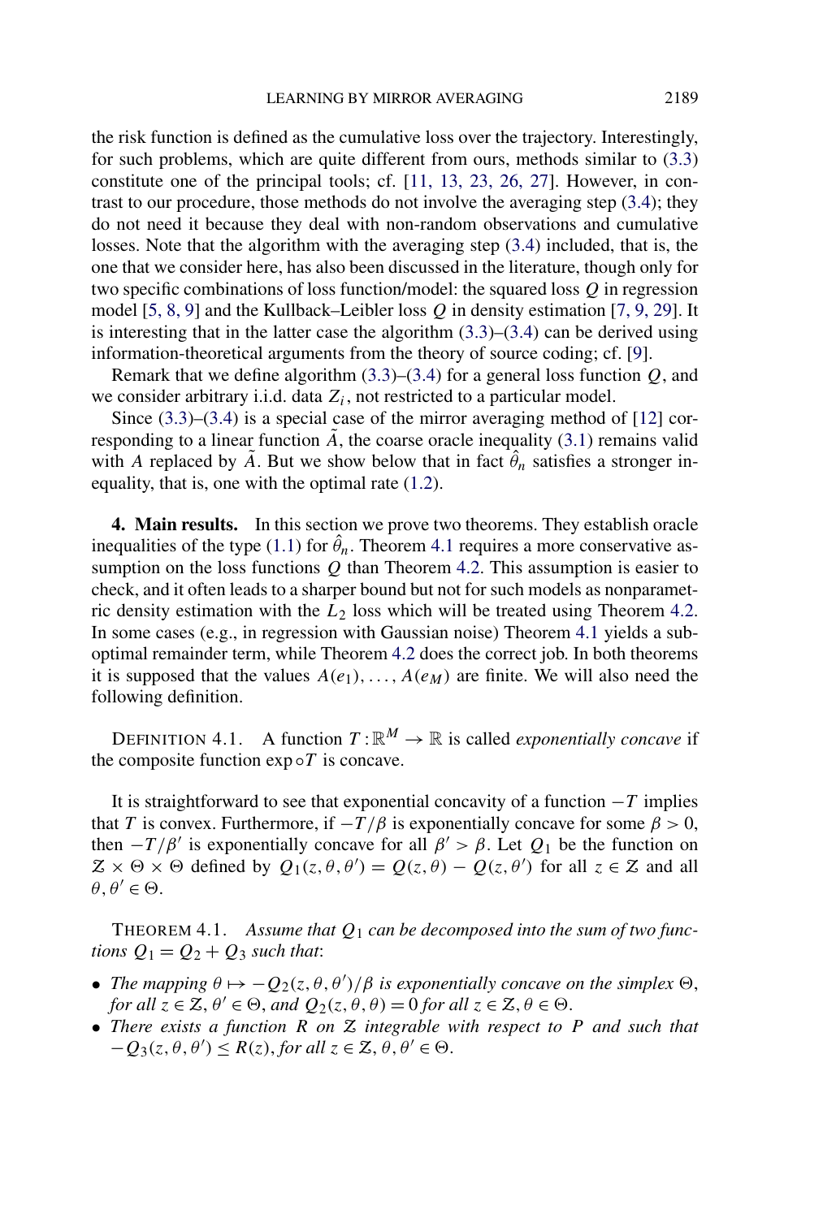the risk function is defined as the cumulative loss over the trajectory. Interestingly, for such problems, which are quite different from ours, methods similar to (3.3) constitute one of the principal tools; cf. [11, 13, 23, 26, 27]. However, in contrast to our procedure, those methods do not involve the averaging step (3.4); they do not need it because they deal with non-random observations and cumulative losses. Note that the algorithm with the averaging step (3.4) included, that is, the one that we consider here, has also been discussed in the literature, though only for two specific combinations of loss function/model: the squared loss $Q$ in regression model [5, 8, 9] and the Kullback–Leibler loss $Q$ in density estimation [7, 9, 29]. It is interesting that in the latter case the algorithm (3.3)–(3.4) can be derived using information-theoretical arguments from the theory of source coding; cf. [9].

Remark that we define algorithm (3.3)–(3.4) for a general loss function $Q$, and we consider arbitrary i.i.d. data $Z_i$, not restricted to a particular model.

Since (3.3)–(3.4) is a special case of the mirror averaging method of [12] corresponding to a linear function $\tilde{A}$, the coarse oracle inequality (3.1) remains valid with $A$ replaced by $\tilde{A}$. But we show below that in fact $\hat{\theta}_n$ satisfies a stronger inequality, that is, one with the optimal rate (1.2).

## 4. Main results.

In this section we prove two theorems. They establish oracle inequalities of the type (1.1) for $\hat{\theta}_n$. Theorem 4.1 requires a more conservative assumption on the loss functions $Q$ than Theorem 4.2. This assumption is easier to check, and it often leads to a sharper bound but not for such models as nonparametric density estimation with the $L_2$ loss which will be treated using Theorem 4.2. In some cases (e.g., in regression with Gaussian noise) Theorem 4.1 yields a suboptimal remainder term, while Theorem 4.2 does the correct job. In both theorems it is supposed that the values $A(e_1), \dots, A(e_M)$ are finite. We will also need the following definition.

DEFINITION 4.1. A function $T : \mathbb{R}^M \to \mathbb{R}$ is called *exponentially concave* if the composite function $\exp \circ T$ is concave.

It is straightforward to see that exponential concavity of a function $-T$ implies that $T$ is convex. Furthermore, if $-T/\beta$ is exponentially concave for some $\beta > 0$, then $-T/\beta'$ is exponentially concave for all $\beta' > \beta$. Let $Q_1$ be the function on $\mathcal{Z} \times \Theta \times \Theta$ defined by $Q_1(z, \theta, \theta') = Q(z, \theta) - Q(z, \theta')$ for all $z \in \mathcal{Z}$ and all $\theta, \theta' \in \Theta$.

THEOREM 4.1. *Assume that $Q_1$ can be decomposed into the sum of two functions $Q_1 = Q_2 + Q_3$ such that*:

- *The mapping $\theta \mapsto -Q_2(z, \theta, \theta')/\beta$ is exponentially concave on the simplex $\Theta$, for all $z \in \mathcal{Z}$, $\theta' \in \Theta$, and $Q_2(z, \theta, \theta) = 0$ for all $z \in \mathcal{Z}, \theta \in \Theta$.*
- *There exists a function $R$ on $\mathcal{Z}$ integrable with respect to $P$ and such that $-Q_3(z, \theta, \theta') \le R(z)$, for all $z \in \mathcal{Z}, \theta, \theta' \in \Theta$.*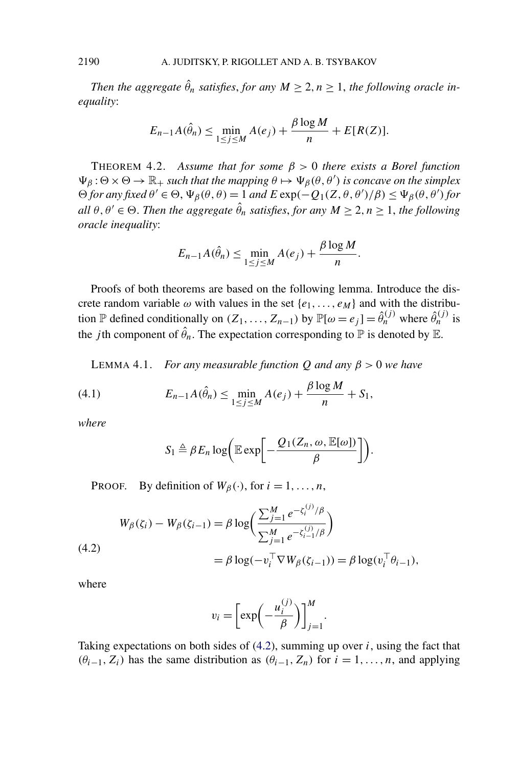*Then the aggregate $\hat{\theta}_n$ satisfies, for any $M \geq 2, n \geq 1$, the following oracle inequality*:

$$E_{n-1} A(\hat{\theta}_n) \leq \min_{1 \leq j \leq M} A(e_j) + \frac{\beta \log M}{n} + E[R(Z)].$$

THEOREM 4.2. *Assume that for some $\beta > 0$ there exists a Borel function $\Psi_\beta : \Theta \times \Theta \to \mathbb{R}_+$ such that the mapping $\theta \mapsto \Psi_\beta(\theta, \theta')$ is concave on the simplex $\Theta$ for any fixed $\theta' \in \Theta$, $\Psi_\beta(\theta, \theta) = 1$ and $E \exp(-Q_1(Z, \theta, \theta')/\beta) \leq \Psi_\beta(\theta, \theta')$ for all $\theta, \theta' \in \Theta$. Then the aggregate $\hat{\theta}_n$ satisfies, for any $M \geq 2, n \geq 1$, the following oracle inequality*:

$$E_{n-1} A(\hat{\theta}_n) \leq \min_{1 \leq j \leq M} A(e_j) + \frac{\beta \log M}{n}.$$

Proofs of both theorems are based on the following lemma. Introduce the discrete random variable $\omega$ with values in the set $\{e_1, \ldots, e_M\}$ and with the distribution $\mathbb{P}$ defined conditionally on $(Z_1, \ldots, Z_{n-1})$ by $\mathbb{P}[\omega = e_j] = \hat{\theta}_n^{(j)}$ where $\hat{\theta}_n^{(j)}$ is the $j$th component of $\hat{\theta}_n$. The expectation corresponding to $\mathbb{P}$ is denoted by $\mathbb{E}$.

LEMMA 4.1. *For any measurable function $Q$ and any $\beta > 0$ we have*

$$E_{n-1} A(\hat{\theta}_n) \leq \min_{1 \leq j \leq M} A(e_j) + \frac{\beta \log M}{n} + S_1, \tag{4.1}$$

*where*

$$S_1 \triangleq \beta E_n \log\left( \mathbb{E} \exp\left[ -\frac{Q_1(Z_n, \omega, \mathbb{E}[\omega])}{\beta} \right] \right).$$

PROOF. By definition of $W_\beta(\cdot)$, for $i = 1, \ldots, n$,

$$\begin{aligned} W_\beta(\zeta_i) - W_\beta(\zeta_{i-1}) &= \beta \log\left( \frac{\sum_{j=1}^M e^{-\zeta_i^{(j)}/\beta}}{\sum_{j=1}^M e^{-\zeta_{i-1}^{(j)}/\beta}} \right) \\ &= \beta \log(-v_i^\top \nabla W_\beta(\zeta_{i-1})) = \beta \log(v_i^\top \theta_{i-1}), \end{aligned} \tag{4.2}$$

where

$$v_i = \left[ \exp\left( -\frac{u_i^{(j)}}{\beta} \right) \right]_{j=1}^M.$$

Taking expectations on both sides of (4.2), summing up over $i$, using the fact that $(\theta_{i-1}, Z_i)$ has the same distribution as $(\theta_{i-1}, Z_n)$ for $i = 1, \ldots, n$, and applying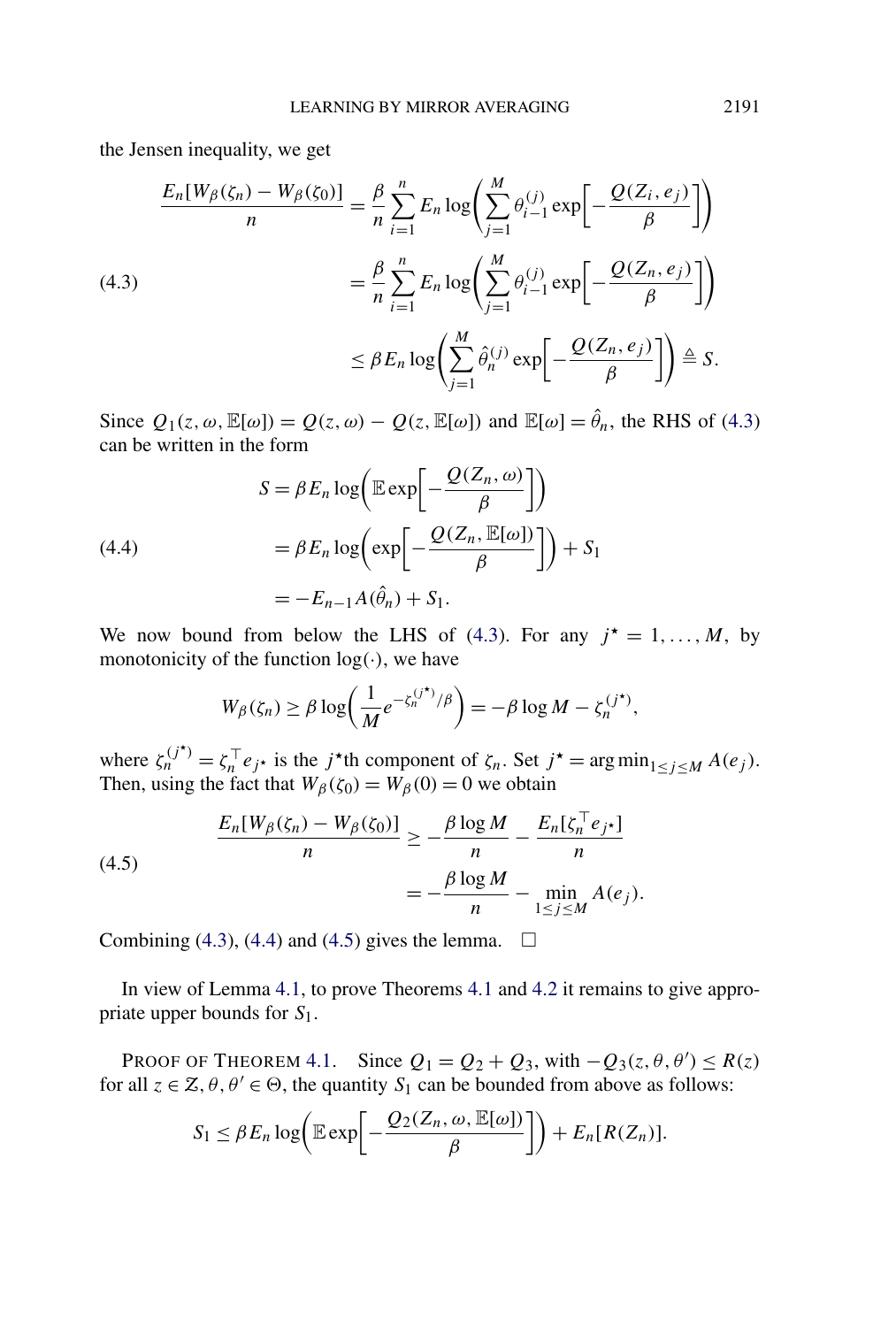the Jensen inequality, we get

$$
\begin{aligned}
\frac{E_n[W_\beta(\zeta_n) - W_\beta(\zeta_0)]}{n} &= \frac{\beta}{n}\sum_{i=1}^n E_n \log\left(\sum_{j=1}^M \theta_{i-1}^{(j)} \exp\left[-\frac{Q(Z_i, e_j)}{\beta}\right]\right) \\
&= \frac{\beta}{n}\sum_{i=1}^n E_n \log\left(\sum_{j=1}^M \theta_{i-1}^{(j)} \exp\left[-\frac{Q(Z_n, e_j)}{\beta}\right]\right) \\
&\le \beta E_n \log\left(\sum_{j=1}^M \hat{\theta}_n^{(j)} \exp\left[-\frac{Q(Z_n, e_j)}{\beta}\right]\right) \triangleq S.
\end{aligned}
\tag{4.3}
$$

Since $Q_1(z, \omega, \mathbb{E}[\omega]) = Q(z, \omega) - Q(z, \mathbb{E}[\omega])$ and $\mathbb{E}[\omega] = \hat{\theta}_n$, the RHS of (4.3) can be written in the form

$$
\begin{aligned}
S &= \beta E_n \log\left(\mathbb{E}\exp\left[-\frac{Q(Z_n, \omega)}{\beta}\right]\right) \\
&= \beta E_n \log\left(\exp\left[-\frac{Q(Z_n, \mathbb{E}[\omega])}{\beta}\right]\right) + S_1 \\
&= -E_{n-1} A(\hat{\theta}_n) + S_1.
\end{aligned}
\tag{4.4}
$$

We now bound from below the LHS of (4.3). For any $j^\star = 1, \dots, M$, by monotonicity of the function $\log(\cdot)$, we have

$$
W_\beta(\zeta_n) \ge \beta \log\left(\frac{1}{M} e^{-\zeta_n^{(j^\star)}/\beta}\right) = -\beta \log M - \zeta_n^{(j^\star)},
$$

where $\zeta_n^{(j^\star)} = \zeta_n^\top e_{j^\star}$ is the $j^\star$th component of $\zeta_n$. Set $j^\star = \arg\min_{1 \le j \le M} A(e_j)$. Then, using the fact that $W_\beta(\zeta_0) = W_\beta(0) = 0$ we obtain

$$
\begin{aligned}
\frac{E_n[W_\beta(\zeta_n) - W_\beta(\zeta_0)]}{n} &\ge -\frac{\beta \log M}{n} - \frac{E_n[\zeta_n^\top e_{j^\star}]}{n} \\
&= -\frac{\beta \log M}{n} - \min_{1 \le j \le M} A(e_j).
\end{aligned}
\tag{4.5}
$$

Combining (4.3), (4.4) and (4.5) gives the lemma. $\square$

In view of Lemma 4.1, to prove Theorems 4.1 and 4.2 it remains to give appropriate upper bounds for $S_1$.

PROOF OF THEOREM 4.1. Since $Q_1 = Q_2 + Q_3$, with $-Q_3(z, \theta, \theta') \le R(z)$ for all $z \in \mathcal{Z}, \theta, \theta' \in \Theta$, the quantity $S_1$ can be bounded from above as follows:

$$
S_1 \le \beta E_n \log\left(\mathbb{E}\exp\left[-\frac{Q_2(Z_n, \omega, \mathbb{E}[\omega])}{\beta}\right]\right) + E_n[R(Z_n)].
$$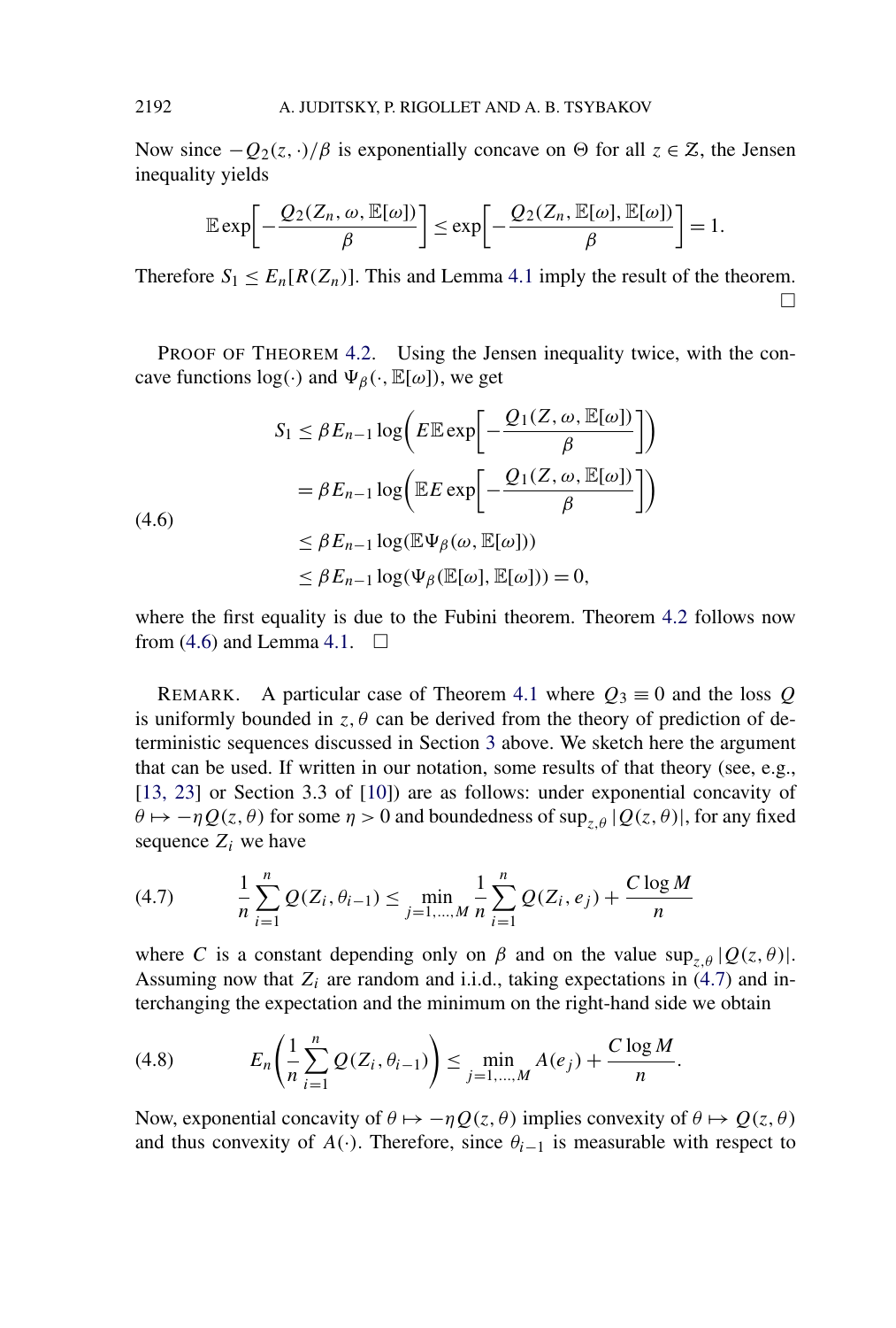Now since $-Q_2(z,\cdot)/\beta$ is exponentially concave on $\Theta$ for all $z \in \mathcal{Z}$, the Jensen inequality yields

$$\mathbb{E}\exp\left[-\frac{Q_2(Z_n,\omega,\mathbb{E}[\omega])}{\beta}\right] \le \exp\left[-\frac{Q_2(Z_n,\mathbb{E}[\omega],\mathbb{E}[\omega])}{\beta}\right] = 1.$$

Therefore $S_1 \le E_n[R(Z_n)]$. This and Lemma 4.1 imply the result of the theorem. □

PROOF OF THEOREM 4.2. Using the Jensen inequality twice, with the concave functions $\log(\cdot)$ and $\Psi_\beta(\cdot,\mathbb{E}[\omega])$, we get

$$
\begin{aligned}
S_1 &\le \beta E_{n-1}\log\left(E\mathbb{E}\exp\left[-\frac{Q_1(Z,\omega,\mathbb{E}[\omega])}{\beta}\right]\right)\\
&= \beta E_{n-1}\log\left(\mathbb{E}E\exp\left[-\frac{Q_1(Z,\omega,\mathbb{E}[\omega])}{\beta}\right]\right)\\
&\le \beta E_{n-1}\log(\mathbb{E}\Psi_\beta(\omega,\mathbb{E}[\omega]))\\
&\le \beta E_{n-1}\log(\Psi_\beta(\mathbb{E}[\omega],\mathbb{E}[\omega])) = 0,
\end{aligned}
\tag{4.6}
$$

where the first equality is due to the Fubini theorem. Theorem 4.2 follows now from (4.6) and Lemma 4.1. □

REMARK. A particular case of Theorem 4.1 where $Q_3 \equiv 0$ and the loss $Q$ is uniformly bounded in $z,\theta$ can be derived from the theory of prediction of deterministic sequences discussed in Section 3 above. We sketch here the argument that can be used. If written in our notation, some results of that theory (see, e.g., [13, 23] or Section 3.3 of [10]) are as follows: under exponential concavity of $\theta \mapsto -\eta Q(z,\theta)$ for some $\eta > 0$ and boundedness of $\sup_{z,\theta}|Q(z,\theta)|$, for any fixed sequence $Z_i$ we have

$$\frac{1}{n}\sum_{i=1}^n Q(Z_i,\theta_{i-1}) \le \min_{j=1,\dots,M}\frac{1}{n}\sum_{i=1}^n Q(Z_i,e_j) + \frac{C\log M}{n} \tag{4.7}$$

where $C$ is a constant depending only on $\beta$ and on the value $\sup_{z,\theta}|Q(z,\theta)|$. Assuming now that $Z_i$ are random and i.i.d., taking expectations in (4.7) and interchanging the expectation and the minimum on the right-hand side we obtain

$$E_n\left(\frac{1}{n}\sum_{i=1}^n Q(Z_i,\theta_{i-1})\right) \le \min_{j=1,\dots,M} A(e_j) + \frac{C\log M}{n}. \tag{4.8}$$

Now, exponential concavity of $\theta \mapsto -\eta Q(z,\theta)$ implies convexity of $\theta \mapsto Q(z,\theta)$ and thus convexity of $A(\cdot)$. Therefore, since $\theta_{i-1}$ is measurable with respect to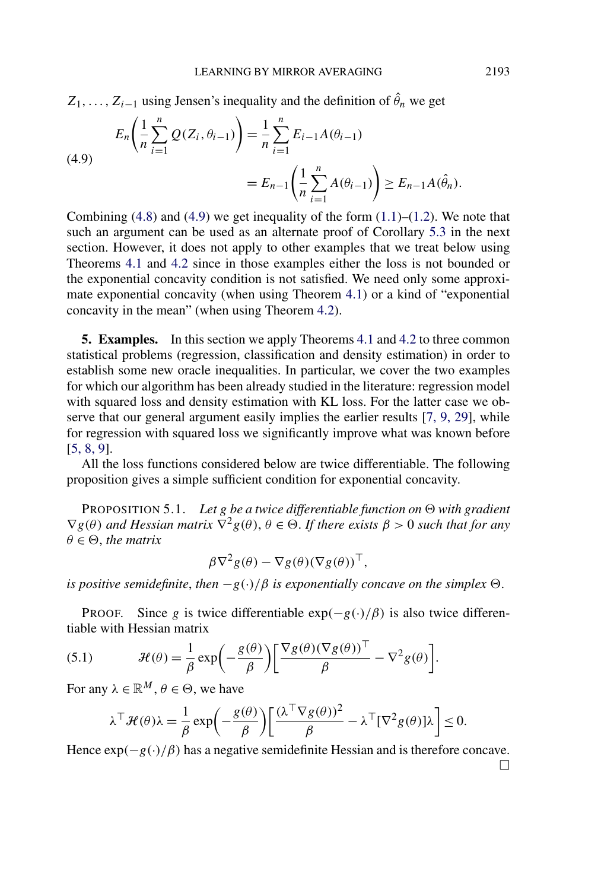$Z_1, \ldots, Z_{i-1}$ using Jensen's inequality and the definition of $\hat{\theta}_n$ we get

$$
\begin{aligned}
E_n\left(\frac{1}{n}\sum_{i=1}^{n} Q(Z_i, \theta_{i-1})\right) &= \frac{1}{n}\sum_{i=1}^{n} E_{i-1}A(\theta_{i-1}) \\
&= E_{n-1}\left(\frac{1}{n}\sum_{i=1}^{n} A(\theta_{i-1})\right) \geq E_{n-1}A(\hat{\theta}_n).
\end{aligned} \tag{4.9}
$$

Combining (4.8) and (4.9) we get inequality of the form (1.1)–(1.2). We note that such an argument can be used as an alternate proof of Corollary 5.3 in the next section. However, it does not apply to other examples that we treat below using Theorems 4.1 and 4.2 since in those examples either the loss is not bounded or the exponential concavity condition is not satisfied. We need only some approximate exponential concavity (when using Theorem 4.1) or a kind of "exponential concavity in the mean" (when using Theorem 4.2).

## 5. Examples.

In this section we apply Theorems 4.1 and 4.2 to three common statistical problems (regression, classification and density estimation) in order to establish some new oracle inequalities. In particular, we cover the two examples for which our algorithm has been already studied in the literature: regression model with squared loss and density estimation with KL loss. For the latter case we observe that our general argument easily implies the earlier results [7, 9, 29], while for regression with squared loss we significantly improve what was known before [5, 8, 9].

All the loss functions considered below are twice differentiable. The following proposition gives a simple sufficient condition for exponential concavity.

PROPOSITION 5.1. *Let $g$ be a twice differentiable function on $\Theta$ with gradient $\nabla g(\theta)$ and Hessian matrix $\nabla^2 g(\theta)$, $\theta \in \Theta$. If there exists $\beta > 0$ such that for any $\theta \in \Theta$, the matrix*

$$
\beta \nabla^2 g(\theta) - \nabla g(\theta)(\nabla g(\theta))^\top,
$$

*is positive semidefinite, then $-g(\cdot)/\beta$ is exponentially concave on the simplex $\Theta$.*

PROOF. Since $g$ is twice differentiable $\exp(-g(\cdot)/\beta)$ is also twice differentiable with Hessian matrix

$$
\mathcal{H}(\theta) = \frac{1}{\beta}\exp\left(-\frac{g(\theta)}{\beta}\right)\left[\frac{\nabla g(\theta)(\nabla g(\theta))^\top}{\beta} - \nabla^2 g(\theta)\right]. \tag{5.1}
$$

For any $\lambda \in \mathbb{R}^M$, $\theta \in \Theta$, we have

$$
\lambda^\top \mathcal{H}(\theta)\lambda = \frac{1}{\beta}\exp\left(-\frac{g(\theta)}{\beta}\right)\left[\frac{(\lambda^\top \nabla g(\theta))^2}{\beta} - \lambda^\top[\nabla^2 g(\theta)]\lambda\right] \leq 0.
$$

Hence $\exp(-g(\cdot)/\beta)$ has a negative semidefinite Hessian and is therefore concave. □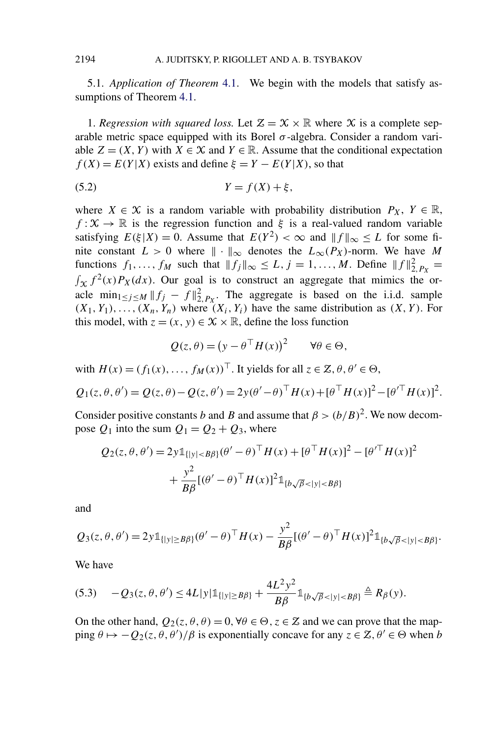5.1. *Application of Theorem* 4.1. We begin with the models that satisfy assumptions of Theorem 4.1.

1. *Regression with squared loss.* Let $\mathcal{Z} = \mathcal{X} \times \mathbb{R}$ where $\mathcal{X}$ is a complete separable metric space equipped with its Borel $\sigma$-algebra. Consider a random variable $Z = (X, Y)$ with $X \in \mathcal{X}$ and $Y \in \mathbb{R}$. Assume that the conditional expectation $f(X) = E(Y|X)$ exists and define $\xi = Y - E(Y|X)$, so that

$$Y = f(X) + \xi, \tag{5.2}$$

where $X \in \mathcal{X}$ is a random variable with probability distribution $P_X$, $Y \in \mathbb{R}$, $f : \mathcal{X} \to \mathbb{R}$ is the regression function and $\xi$ is a real-valued random variable satisfying $E(\xi|X) = 0$. Assume that $E(Y^2) < \infty$ and $\|f\|_\infty \le L$ for some finite constant $L > 0$ where $\|\cdot\|_\infty$ denotes the $L_\infty(P_X)$-norm. We have $M$ functions $f_1, \dots, f_M$ such that $\|f_j\|_\infty \le L$, $j = 1, \dots, M$. Define $\|f\|_{2,P_X}^2 = \int_{\mathcal{X}} f^2(x) P_X(dx)$. Our goal is to construct an aggregate that mimics the oracle $\min_{1 \le j \le M} \|f_j - f\|_{2,P_X}^2$. The aggregate is based on the i.i.d. sample $(X_1, Y_1), \dots, (X_n, Y_n)$ where $(X_i, Y_i)$ have the same distribution as $(X, Y)$. For this model, with $z = (x, y) \in \mathcal{X} \times \mathbb{R}$, define the loss function

$$Q(z, \theta) = \big(y - \theta^\top H(x)\big)^2 \qquad \forall \theta \in \Theta,$$

with $H(x) = (f_1(x), \dots, f_M(x))^\top$. It yields for all $z \in \mathcal{Z}, \theta, \theta' \in \Theta$,

$$Q_1(z, \theta, \theta') = Q(z, \theta) - Q(z, \theta') = 2y(\theta' - \theta)^\top H(x) + [\theta^\top H(x)]^2 - [\theta'^\top H(x)]^2.$$

Consider positive constants $b$ and $B$ and assume that $\beta > (b/B)^2$. We now decompose $Q_1$ into the sum $Q_1 = Q_2 + Q_3$, where

$$\begin{aligned} Q_2(z, \theta, \theta') = {} & 2y \mathbb{1}_{\{|y| < B\beta\}} (\theta' - \theta)^\top H(x) + [\theta^\top H(x)]^2 - [\theta'^\top H(x)]^2 \\ & + \frac{y^2}{B\beta} [(\theta' - \theta)^\top H(x)]^2 \mathbb{1}_{\{b\sqrt{\beta} < |y| < B\beta\}} \end{aligned}$$

and

$$Q_3(z, \theta, \theta') = 2y \mathbb{1}_{\{|y| \ge B\beta\}} (\theta' - \theta)^\top H(x) - \frac{y^2}{B\beta} [(\theta' - \theta)^\top H(x)]^2 \mathbb{1}_{\{b\sqrt{\beta} < |y| < B\beta\}}.$$

We have

$$-Q_3(z, \theta, \theta') \le 4L|y| \mathbb{1}_{\{|y| \ge B\beta\}} + \frac{4L^2 y^2}{B\beta} \mathbb{1}_{\{b\sqrt{\beta} < |y| < B\beta\}} \triangleq R_\beta(y). \tag{5.3}$$

On the other hand, $Q_2(z, \theta, \theta) = 0, \forall \theta \in \Theta, z \in \mathcal{Z}$ and we can prove that the mapping $\theta \mapsto -Q_2(z, \theta, \theta')/\beta$ is exponentially concave for any $z \in \mathcal{Z}, \theta' \in \Theta$ when $b$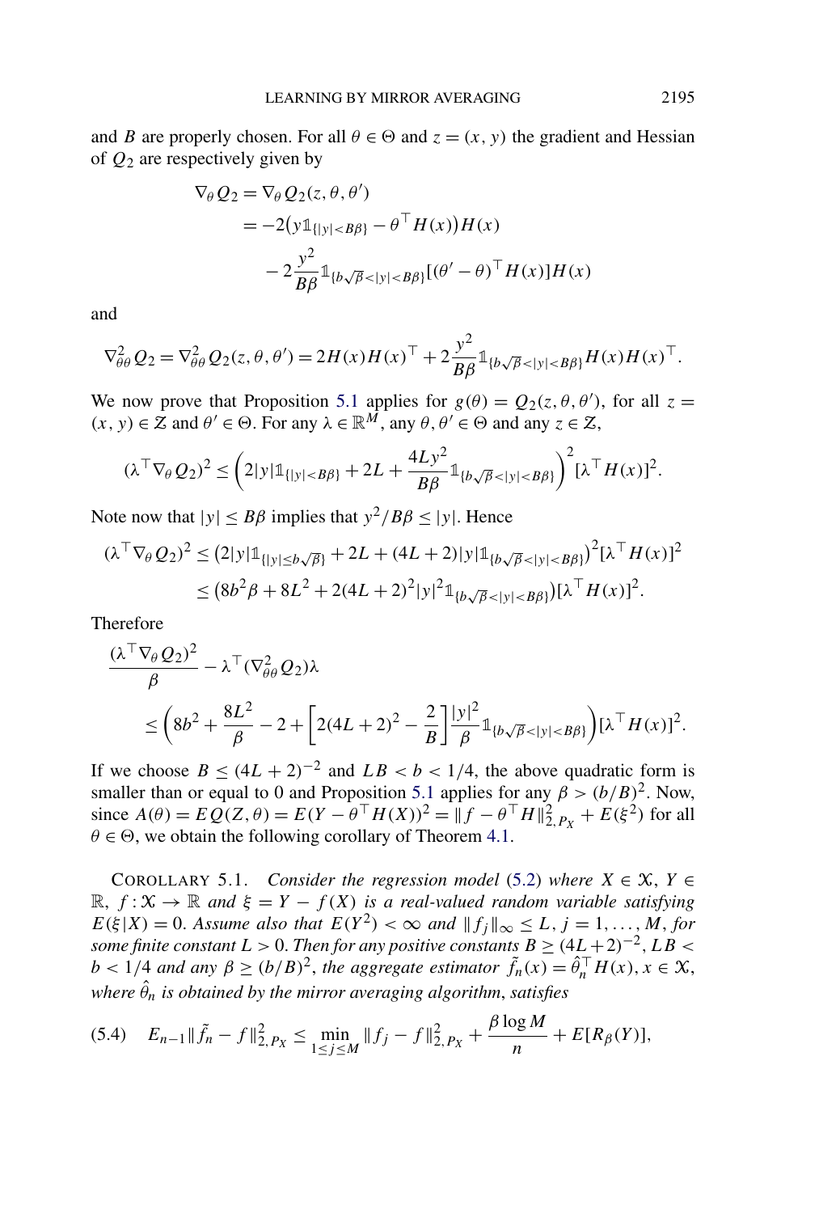and $B$ are properly chosen. For all $\theta \in \Theta$ and $z = (x, y)$ the gradient and Hessian of $Q_2$ are respectively given by

$$
\begin{aligned}
\nabla_\theta Q_2 &= \nabla_\theta Q_2(z, \theta, \theta') \\
&= -2\big(y \mathbb{1}_{\{|y| < B\beta\}} - \theta^\top H(x)\big) H(x) \\
&\quad - 2 \frac{y^2}{B\beta} \mathbb{1}_{\{b\sqrt{\beta} < |y| < B\beta\}} [(\theta' - \theta)^\top H(x)] H(x)
\end{aligned}
$$

and

$$
\nabla^2_{\theta\theta} Q_2 = \nabla^2_{\theta\theta} Q_2(z, \theta, \theta') = 2H(x)H(x)^\top + 2\frac{y^2}{B\beta} \mathbb{1}_{\{b\sqrt{\beta} < |y| < B\beta\}} H(x)H(x)^\top.
$$

We now prove that Proposition 5.1 applies for $g(\theta) = Q_2(z, \theta, \theta')$, for all $z = (x, y) \in \mathcal{Z}$ and $\theta' \in \Theta$. For any $\lambda \in \mathbb{R}^M$, any $\theta, \theta' \in \Theta$ and any $z \in \mathcal{Z}$,

$$
(\lambda^\top \nabla_\theta Q_2)^2 \le \left(2|y| \mathbb{1}_{\{|y| < B\beta\}} + 2L + \frac{4Ly^2}{B\beta} \mathbb{1}_{\{b\sqrt{\beta} < |y| < B\beta\}}\right)^2 [\lambda^\top H(x)]^2.
$$

Note now that $|y| \le B\beta$ implies that $y^2/B\beta \le |y|$. Hence

$$
\begin{aligned}
(\lambda^\top \nabla_\theta Q_2)^2 &\le \big(2|y| \mathbb{1}_{\{|y| \le b\sqrt{\beta}\}} + 2L + (4L+2)|y| \mathbb{1}_{\{b\sqrt{\beta} < |y| < B\beta\}}\big)^2 [\lambda^\top H(x)]^2 \\
&\le \big(8b^2\beta + 8L^2 + 2(4L+2)^2 |y|^2 \mathbb{1}_{\{b\sqrt{\beta} < |y| < B\beta\}}\big) [\lambda^\top H(x)]^2.
\end{aligned}
$$

Therefore

$$
\begin{aligned}
&\frac{(\lambda^\top \nabla_\theta Q_2)^2}{\beta} - \lambda^\top (\nabla^2_{\theta\theta} Q_2)\lambda \\
&\qquad \le \left(8b^2 + \frac{8L^2}{\beta} - 2 + \left[2(4L+2)^2 - \frac{2}{B}\right] \frac{|y|^2}{\beta} \mathbb{1}_{\{b\sqrt{\beta} < |y| < B\beta\}}\right) [\lambda^\top H(x)]^2.
\end{aligned}
$$

If we choose $B \le (4L+2)^{-2}$ and $LB < b < 1/4$, the above quadratic form is smaller than or equal to 0 and Proposition 5.1 applies for any $\beta > (b/B)^2$. Now, since $A(\theta) = EQ(Z, \theta) = E(Y - \theta^\top H(X))^2 = \|f - \theta^\top H\|^2_{2, P_X} + E(\xi^2)$ for all $\theta \in \Theta$, we obtain the following corollary of Theorem 4.1.

COROLLARY 5.1. *Consider the regression model* (5.2) *where* $X \in \mathcal{X}$, $Y \in \mathbb{R}$, $f : \mathcal{X} \to \mathbb{R}$ *and* $\xi = Y - f(X)$ *is a real-valued random variable satisfying* $E(\xi | X) = 0$. *Assume also that* $E(Y^2) < \infty$ *and* $\|f_j\|_\infty \le L$, $j = 1, \dots, M$, *for some finite constant* $L > 0$. *Then for any positive constants* $B \ge (4L+2)^{-2}$, $LB < b < 1/4$ *and any* $\beta \ge (b/B)^2$, *the aggregate estimator* $\tilde{f}_n(x) = \hat{\theta}_n^\top H(x)$, $x \in \mathcal{X}$, *where* $\hat{\theta}_n$ *is obtained by the mirror averaging algorithm, satisfies*

$$
E_{n-1} \|\tilde{f}_n - f\|^2_{2, P_X} \le \min_{1 \le j \le M} \|f_j - f\|^2_{2, P_X} + \frac{\beta \log M}{n} + E[R_\beta(Y)], \tag{5.4}
$$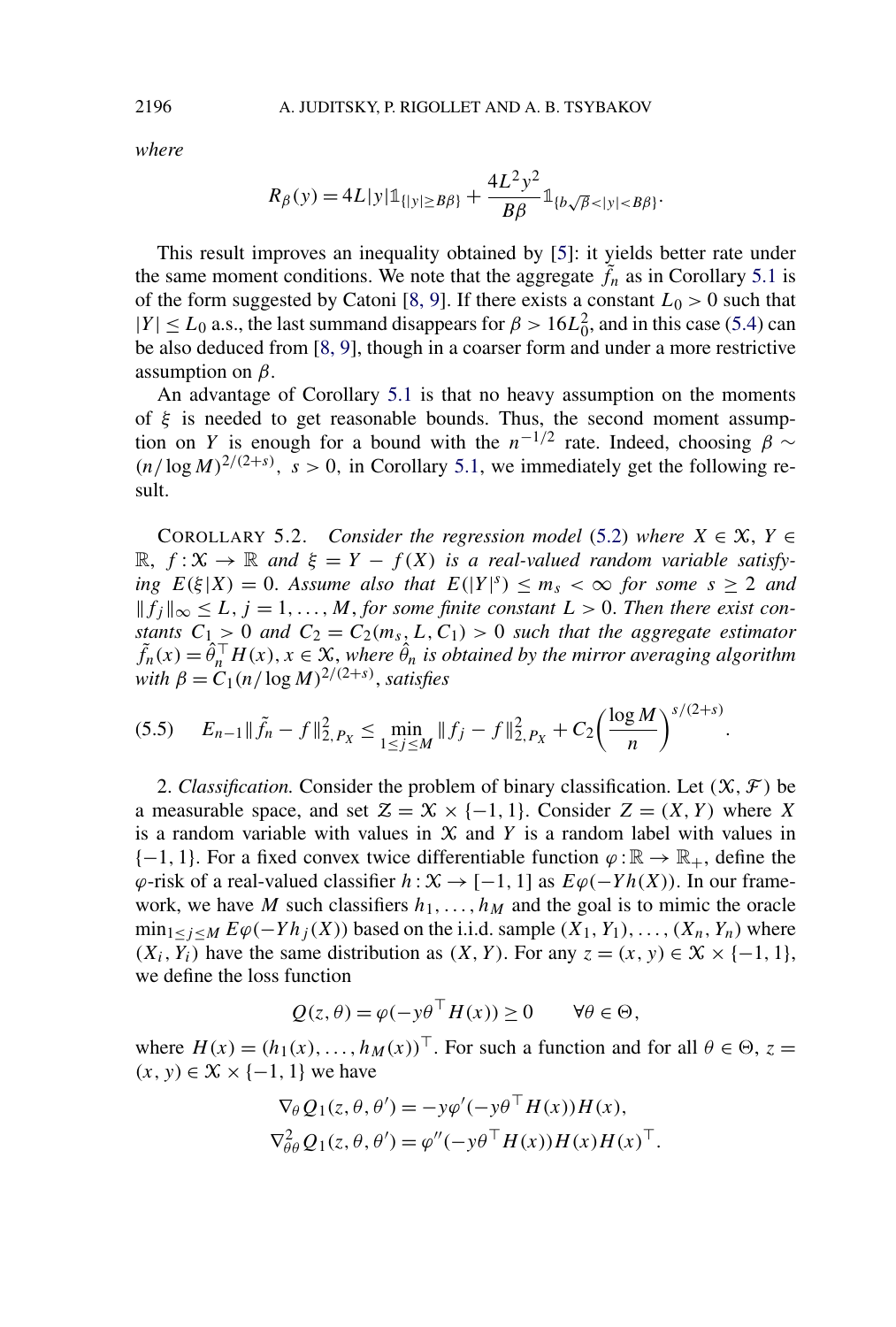*where*

$$R_\beta(y) = 4L|y|\mathbb{1}_{\{|y|\geq B\beta\}} + \frac{4L^2 y^2}{B\beta}\mathbb{1}_{\{b\sqrt{\beta}<|y|<B\beta\}}.$$

This result improves an inequality obtained by [5]: it yields better rate under the same moment conditions. We note that the aggregate $\tilde{f}_n$ as in Corollary 5.1 is of the form suggested by Catoni [8, 9]. If there exists a constant $L_0 > 0$ such that $|Y| \leq L_0$ a.s., the last summand disappears for $\beta > 16L_0^2$, and in this case (5.4) can be also deduced from [8, 9], though in a coarser form and under a more restrictive assumption on $\beta$.

An advantage of Corollary 5.1 is that no heavy assumption on the moments of $\xi$ is needed to get reasonable bounds. Thus, the second moment assumption on $Y$ is enough for a bound with the $n^{-1/2}$ rate. Indeed, choosing $\beta \sim (n/\log M)^{2/(2+s)}$, $s > 0$, in Corollary 5.1, we immediately get the following result.

COROLLARY 5.2. *Consider the regression model* (5.2) *where* $X \in \mathcal{X}$, $Y \in \mathbb{R}$, $f : \mathcal{X} \to \mathbb{R}$ *and* $\xi = Y - f(X)$ *is a real-valued random variable satisfying* $E(\xi|X) = 0$. *Assume also that* $E(|Y|^s) \leq m_s < \infty$ *for some* $s \geq 2$ *and* $\|f_j\|_\infty \leq L$, $j = 1, \ldots, M$, *for some finite constant* $L > 0$. *Then there exist constants* $C_1 > 0$ *and* $C_2 = C_2(m_s, L, C_1) > 0$ *such that the aggregate estimator* $\tilde{f}_n(x) = \hat{\theta}_n^\top H(x)$, $x \in \mathcal{X}$, *where* $\hat{\theta}_n$ *is obtained by the mirror averaging algorithm with* $\beta = C_1(n/\log M)^{2/(2+s)}$, *satisfies*

$$E_{n-1}\|\tilde{f}_n - f\|_{2,P_X}^2 \leq \min_{1\leq j\leq M}\|f_j - f\|_{2,P_X}^2 + C_2\left(\frac{\log M}{n}\right)^{s/(2+s)}. \tag{5.5}$$

2. *Classification.* Consider the problem of binary classification. Let $(\mathcal{X}, \mathcal{F})$ be a measurable space, and set $\mathcal{Z} = \mathcal{X} \times \{-1, 1\}$. Consider $Z = (X, Y)$ where $X$ is a random variable with values in $\mathcal{X}$ and $Y$ is a random label with values in $\{-1, 1\}$. For a fixed convex twice differentiable function $\varphi : \mathbb{R} \to \mathbb{R}_+$, define the $\varphi$-risk of a real-valued classifier $h : \mathcal{X} \to [-1, 1]$ as $E\varphi(-Yh(X))$. In our framework, we have $M$ such classifiers $h_1, \ldots, h_M$ and the goal is to mimic the oracle $\min_{1\leq j\leq M} E\varphi(-Yh_j(X))$ based on the i.i.d. sample $(X_1, Y_1), \ldots, (X_n, Y_n)$ where $(X_i, Y_i)$ have the same distribution as $(X, Y)$. For any $z = (x, y) \in \mathcal{X} \times \{-1, 1\}$, we define the loss function

$$Q(z, \theta) = \varphi(-y\theta^\top H(x)) \geq 0 \qquad \forall \theta \in \Theta,$$

where $H(x) = (h_1(x), \ldots, h_M(x))^\top$. For such a function and for all $\theta \in \Theta$, $z = (x, y) \in \mathcal{X} \times \{-1, 1\}$ we have

$$\nabla_\theta Q_1(z, \theta, \theta') = -y\varphi'(-y\theta^\top H(x))H(x),$$

$$\nabla_{\theta\theta}^2 Q_1(z, \theta, \theta') = \varphi''(-y\theta^\top H(x))H(x)H(x)^\top.$$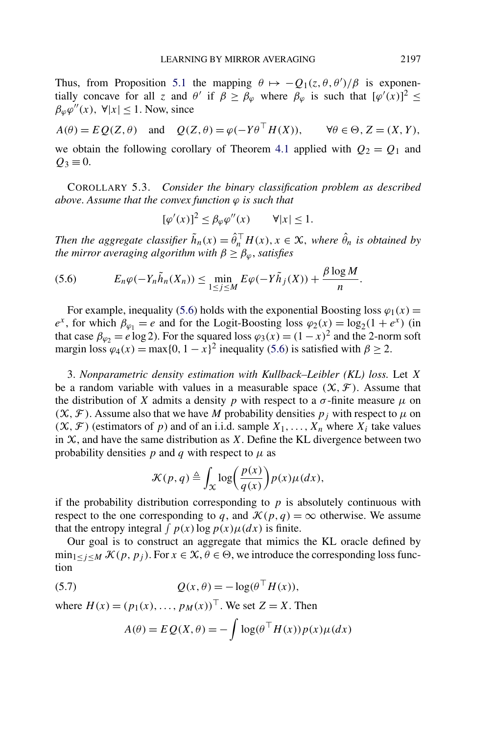Thus, from Proposition 5.1 the mapping $\theta \mapsto -Q_1(z,\theta,\theta')/\beta$ is exponentially concave for all $z$ and $\theta'$ if $\beta \geq \beta_\varphi$ where $\beta_\varphi$ is such that $[\varphi'(x)]^2 \leq \beta_\varphi \varphi''(x)$, $\forall |x| \leq 1$. Now, since

$$A(\theta) = EQ(Z,\theta) \quad \text{and} \quad Q(Z,\theta) = \varphi(-Y\theta^\top H(X)), \qquad \forall \theta \in \Theta, Z = (X,Y),$$

we obtain the following corollary of Theorem 4.1 applied with $Q_2 = Q_1$ and $Q_3 \equiv 0$.

COROLLARY 5.3. *Consider the binary classification problem as described above. Assume that the convex function $\varphi$ is such that*

$$[\varphi'(x)]^2 \leq \beta_\varphi \varphi''(x) \qquad \forall |x| \leq 1.$$

*Then the aggregate classifier $\tilde{h}_n(x) = \hat{\theta}_n^\top H(x)$, $x \in \mathcal{X}$, where $\hat{\theta}_n$ is obtained by the mirror averaging algorithm with $\beta \geq \beta_\varphi$, satisfies*

$$E_n \varphi(-Y_n \tilde{h}_n(X_n)) \leq \min_{1 \leq j \leq M} E\varphi(-Y\tilde{h}_j(X)) + \frac{\beta \log M}{n}. \tag{5.6}$$

For example, inequality (5.6) holds with the exponential Boosting loss $\varphi_1(x) = e^x$, for which $\beta_{\varphi_1} = e$ and for the Logit-Boosting loss $\varphi_2(x) = \log_2(1+e^x)$ (in that case $\beta_{\varphi_2} = e \log 2$). For the squared loss $\varphi_3(x) = (1-x)^2$ and the 2-norm soft margin loss $\varphi_4(x) = \max\{0, 1-x\}^2$ inequality (5.6) is satisfied with $\beta \geq 2$.

3. *Nonparametric density estimation with Kullback–Leibler (KL) loss.* Let $X$ be a random variable with values in a measurable space $(\mathcal{X}, \mathcal{F})$. Assume that the distribution of $X$ admits a density $p$ with respect to a $\sigma$-finite measure $\mu$ on $(\mathcal{X}, \mathcal{F})$. Assume also that we have $M$ probability densities $p_j$ with respect to $\mu$ on $(\mathcal{X}, \mathcal{F})$ (estimators of $p$) and of an i.i.d. sample $X_1, \dots, X_n$ where $X_i$ take values in $\mathcal{X}$, and have the same distribution as $X$. Define the KL divergence between two probability densities $p$ and $q$ with respect to $\mu$ as

$$\mathcal{K}(p,q) \triangleq \int_{\mathcal{X}} \log\left(\frac{p(x)}{q(x)}\right) p(x)\mu(dx),$$

if the probability distribution corresponding to $p$ is absolutely continuous with respect to the one corresponding to $q$, and $\mathcal{K}(p,q) = \infty$ otherwise. We assume that the entropy integral $\int p(x)\log p(x)\mu(dx)$ is finite.

Our goal is to construct an aggregate that mimics the KL oracle defined by $\min_{1 \leq j \leq M} \mathcal{K}(p, p_j)$. For $x \in \mathcal{X}$, $\theta \in \Theta$, we introduce the corresponding loss function

$$Q(x,\theta) = -\log(\theta^\top H(x)), \tag{5.7}$$

where $H(x) = (p_1(x), \dots, p_M(x))^\top$. We set $Z = X$. Then

$$A(\theta) = EQ(X,\theta) = -\int \log(\theta^\top H(x)) p(x)\mu(dx)$$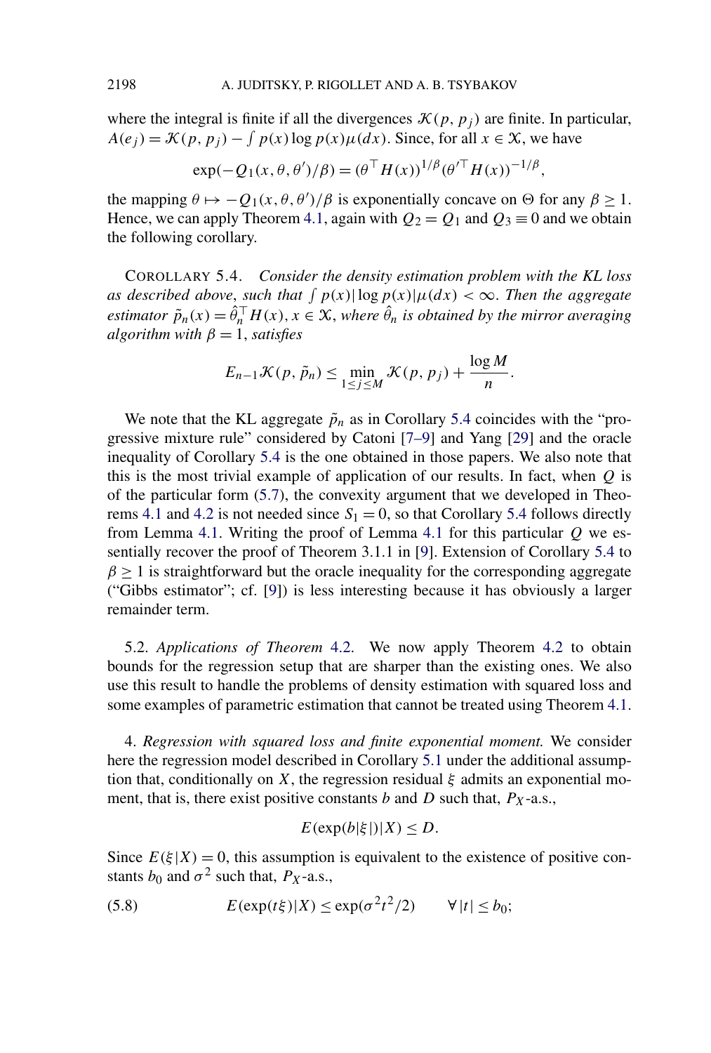where the integral is finite if all the divergences $\mathcal{K}(p, p_j)$ are finite. In particular, $A(e_j) = \mathcal{K}(p, p_j) - \int p(x)\log p(x)\mu(dx)$. Since, for all $x \in \mathcal{X}$, we have

$$\exp(-Q_1(x, \theta, \theta')/\beta) = (\theta^\top H(x))^{1/\beta}(\theta'^\top H(x))^{-1/\beta},$$

the mapping $\theta \mapsto -Q_1(x, \theta, \theta')/\beta$ is exponentially concave on $\Theta$ for any $\beta \geq 1$. Hence, we can apply Theorem 4.1, again with $Q_2 = Q_1$ and $Q_3 \equiv 0$ and we obtain the following corollary.

COROLLARY 5.4. *Consider the density estimation problem with the KL loss as described above, such that $\int p(x)|\log p(x)|\mu(dx) < \infty$. Then the aggregate estimator $\tilde{p}_n(x) = \hat{\theta}_n^\top H(x)$, $x \in \mathcal{X}$, where $\hat{\theta}_n$ is obtained by the mirror averaging algorithm with $\beta = 1$, satisfies*

$$E_{n-1}\mathcal{K}(p, \tilde{p}_n) \leq \min_{1 \leq j \leq M} \mathcal{K}(p, p_j) + \frac{\log M}{n}.$$

We note that the KL aggregate $\tilde{p}_n$ as in Corollary 5.4 coincides with the "progressive mixture rule" considered by Catoni [7–9] and Yang [29] and the oracle inequality of Corollary 5.4 is the one obtained in those papers. We also note that this is the most trivial example of application of our results. In fact, when $Q$ is of the particular form (5.7), the convexity argument that we developed in Theorems 4.1 and 4.2 is not needed since $S_1 = 0$, so that Corollary 5.4 follows directly from Lemma 4.1. Writing the proof of Lemma 4.1 for this particular $Q$ we essentially recover the proof of Theorem 3.1.1 in [9]. Extension of Corollary 5.4 to $\beta \geq 1$ is straightforward but the oracle inequality for the corresponding aggregate ("Gibbs estimator"; cf. [9]) is less interesting because it has obviously a larger remainder term.

5.2. *Applications of Theorem 4.2.* We now apply Theorem 4.2 to obtain bounds for the regression setup that are sharper than the existing ones. We also use this result to handle the problems of density estimation with squared loss and some examples of parametric estimation that cannot be treated using Theorem 4.1.

4. *Regression with squared loss and finite exponential moment.* We consider here the regression model described in Corollary 5.1 under the additional assumption that, conditionally on $X$, the regression residual $\xi$ admits an exponential moment, that is, there exist positive constants $b$ and $D$ such that, $P_X$-a.s.,

$$E(\exp(b|\xi|)|X) \leq D.$$

Since $E(\xi|X) = 0$, this assumption is equivalent to the existence of positive constants $b_0$ and $\sigma^2$ such that, $P_X$-a.s.,

$$E(\exp(t\xi)|X) \leq \exp(\sigma^2 t^2/2) \qquad \forall |t| \leq b_0; \tag{5.8}$$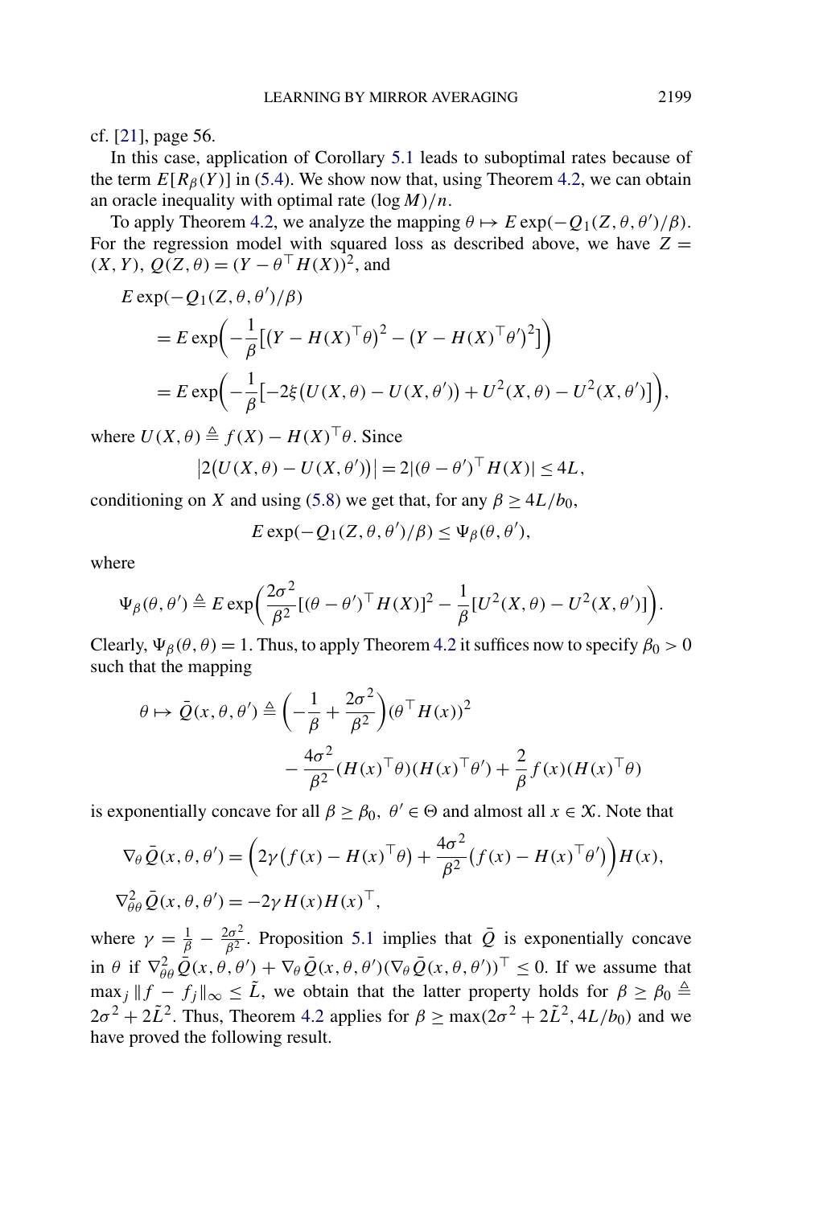cf. [21], page 56.

In this case, application of Corollary 5.1 leads to suboptimal rates because of the term $E[R_\beta(Y)]$ in (5.4). We show now that, using Theorem 4.2, we can obtain an oracle inequality with optimal rate $(\log M)/n$.

To apply Theorem 4.2, we analyze the mapping $\theta \mapsto E\exp(-Q_1(Z,\theta,\theta')/\beta)$. For the regression model with squared loss as described above, we have $Z = (X,Y)$, $Q(Z,\theta) = (Y - \theta^\top H(X))^2$, and

$$
\begin{aligned}
&E\exp(-Q_1(Z,\theta,\theta')/\beta) \\
&\quad = E\exp\biggl(-\frac{1}{\beta}\bigl[\bigl(Y - H(X)^\top\theta\bigr)^2 - \bigl(Y - H(X)^\top\theta'\bigr)^2\bigr]\biggr) \\
&\quad = E\exp\biggl(-\frac{1}{\beta}\bigl[-2\xi\bigl(U(X,\theta) - U(X,\theta')\bigr) + U^2(X,\theta) - U^2(X,\theta')\bigr]\biggr),
\end{aligned}
$$

where $U(X,\theta) \triangleq f(X) - H(X)^\top\theta$. Since

$$
\bigl|2\bigl(U(X,\theta) - U(X,\theta')\bigr)\bigr| = 2|(\theta - \theta')^\top H(X)| \le 4L,
$$

conditioning on $X$ and using (5.8) we get that, for any $\beta \ge 4L/b_0$,

$$
E\exp(-Q_1(Z,\theta,\theta')/\beta) \le \Psi_\beta(\theta,\theta'),
$$

where

$$
\Psi_\beta(\theta,\theta') \triangleq E\exp\biggl(\frac{2\sigma^2}{\beta^2}[(\theta-\theta')^\top H(X)]^2 - \frac{1}{\beta}[U^2(X,\theta) - U^2(X,\theta')]\biggr).
$$

Clearly, $\Psi_\beta(\theta,\theta) = 1$. Thus, to apply Theorem 4.2 it suffices now to specify $\beta_0 > 0$ such that the mapping

$$
\begin{aligned}
\theta \mapsto \bar{Q}(x,\theta,\theta') \triangleq {} & \biggl(-\frac{1}{\beta} + \frac{2\sigma^2}{\beta^2}\biggr)(\theta^\top H(x))^2 \\
& - \frac{4\sigma^2}{\beta^2}(H(x)^\top\theta)(H(x)^\top\theta') + \frac{2}{\beta}f(x)(H(x)^\top\theta)
\end{aligned}
$$

is exponentially concave for all $\beta \ge \beta_0$, $\theta' \in \Theta$ and almost all $x \in \mathcal{X}$. Note that

$$
\begin{aligned}
\nabla_\theta \bar{Q}(x,\theta,\theta') &= \biggl(2\gamma\bigl(f(x) - H(x)^\top\theta\bigr) + \frac{4\sigma^2}{\beta^2}\bigl(f(x) - H(x)^\top\theta'\bigr)\biggr)H(x), \\
\nabla^2_{\theta\theta}\bar{Q}(x,\theta,\theta') &= -2\gamma H(x)H(x)^\top,
\end{aligned}
$$

where $\gamma = \frac{1}{\beta} - \frac{2\sigma^2}{\beta^2}$. Proposition 5.1 implies that $\bar{Q}$ is exponentially concave in $\theta$ if $\nabla^2_{\theta\theta}\bar{Q}(x,\theta,\theta') + \nabla_\theta\bar{Q}(x,\theta,\theta')(\nabla_\theta\bar{Q}(x,\theta,\theta'))^\top \le 0$. If we assume that $\max_j \|f - f_j\|_\infty \le \tilde{L}$, we obtain that the latter property holds for $\beta \ge \beta_0 \triangleq 2\sigma^2 + 2\tilde{L}^2$. Thus, Theorem 4.2 applies for $\beta \ge \max(2\sigma^2 + 2\tilde{L}^2, 4L/b_0)$ and we have proved the following result.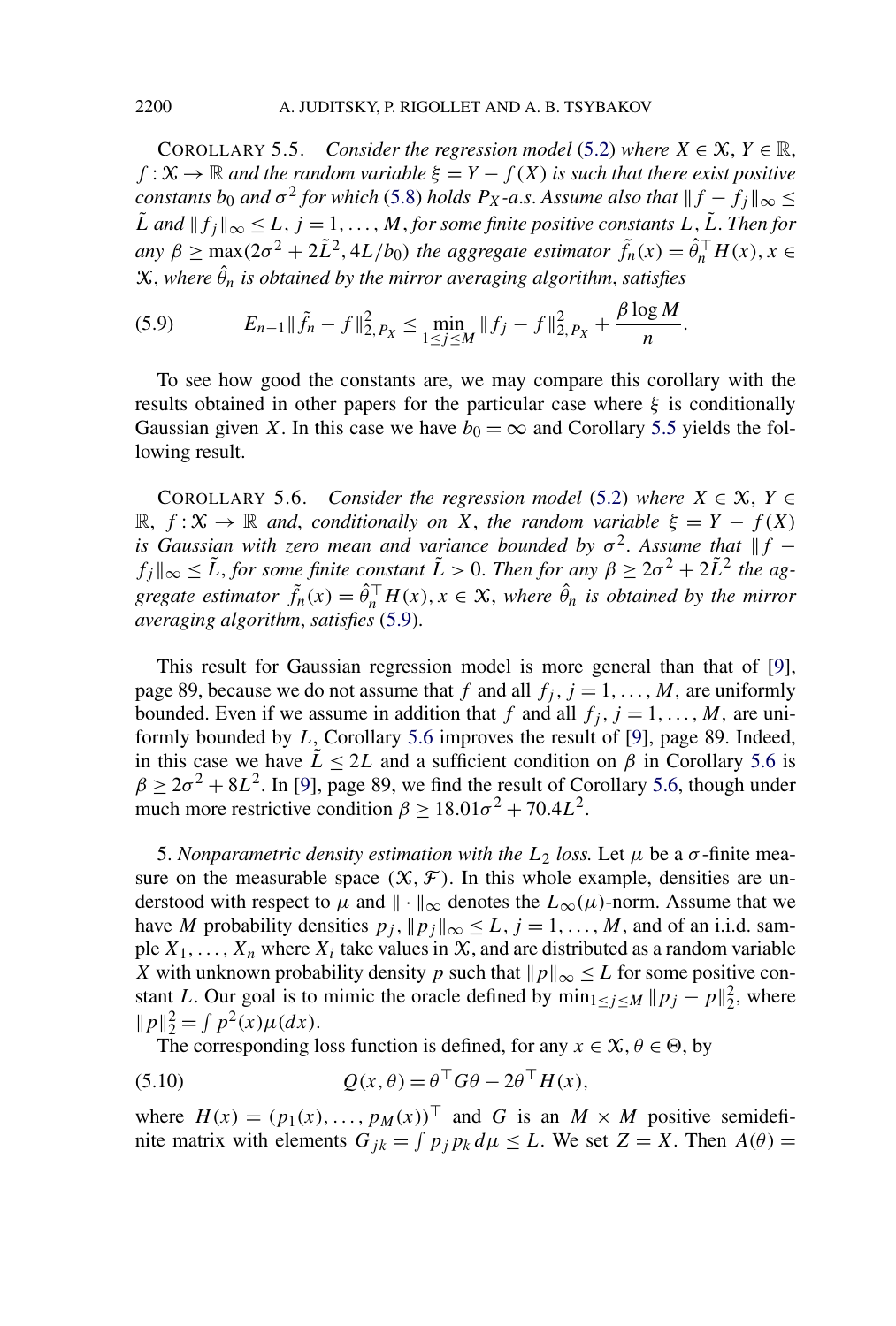COROLLARY 5.5. *Consider the regression model* (5.2) *where* $X \in \mathcal{X}$, $Y \in \mathbb{R}$, $f : \mathcal{X} \to \mathbb{R}$ *and the random variable* $\xi = Y - f(X)$ *is such that there exist positive constants* $b_0$ *and* $\sigma^2$ *for which* (5.8) *holds* $P_X$*-a.s. Assume also that* $\|f - f_j\|_\infty \le \tilde{L}$ *and* $\|f_j\|_\infty \le L$, $j = 1, \dots, M$, *for some finite positive constants* $L, \tilde{L}$. *Then for any* $\beta \ge \max(2\sigma^2 + 2\tilde{L}^2, 4L/b_0)$ *the aggregate estimator* $\tilde{f}_n(x) = \hat{\theta}_n^\top H(x)$, $x \in \mathcal{X}$, *where* $\hat{\theta}_n$ *is obtained by the mirror averaging algorithm, satisfies*

$$E_{n-1}\|\tilde{f}_n - f\|_{2,P_X}^2 \le \min_{1 \le j \le M} \|f_j - f\|_{2,P_X}^2 + \frac{\beta \log M}{n}. \tag{5.9}$$

To see how good the constants are, we may compare this corollary with the results obtained in other papers for the particular case where $\xi$ is conditionally Gaussian given $X$. In this case we have $b_0 = \infty$ and Corollary 5.5 yields the following result.

COROLLARY 5.6. *Consider the regression model* (5.2) *where* $X \in \mathcal{X}$, $Y \in \mathbb{R}$, $f : \mathcal{X} \to \mathbb{R}$ *and, conditionally on* $X$, *the random variable* $\xi = Y - f(X)$ *is Gaussian with zero mean and variance bounded by* $\sigma^2$. *Assume that* $\|f - f_j\|_\infty \le \tilde{L}$, *for some finite constant* $\tilde{L} > 0$. *Then for any* $\beta \ge 2\sigma^2 + 2\tilde{L}^2$ *the aggregate estimator* $\tilde{f}_n(x) = \hat{\theta}_n^\top H(x)$, $x \in \mathcal{X}$, *where* $\hat{\theta}_n$ *is obtained by the mirror averaging algorithm, satisfies* (5.9).

This result for Gaussian regression model is more general than that of [9], page 89, because we do not assume that $f$ and all $f_j$, $j = 1, \dots, M$, are uniformly bounded. Even if we assume in addition that $f$ and all $f_j$, $j = 1, \dots, M$, are uniformly bounded by $L$, Corollary 5.6 improves the result of [9], page 89. Indeed, in this case we have $\tilde{L} \le 2L$ and a sufficient condition on $\beta$ in Corollary 5.6 is $\beta \ge 2\sigma^2 + 8L^2$. In [9], page 89, we find the result of Corollary 5.6, though under much more restrictive condition $\beta \ge 18.01\sigma^2 + 70.4L^2$.

5. *Nonparametric density estimation with the* $L_2$ *loss.* Let $\mu$ be a $\sigma$-finite measure on the measurable space $(\mathcal{X}, \mathcal{F})$. In this whole example, densities are understood with respect to $\mu$ and $\|\cdot\|_\infty$ denotes the $L_\infty(\mu)$-norm. Assume that we have $M$ probability densities $p_j$, $\|p_j\|_\infty \le L$, $j = 1, \dots, M$, and of an i.i.d. sample $X_1, \dots, X_n$ where $X_i$ take values in $\mathcal{X}$, and are distributed as a random variable $X$ with unknown probability density $p$ such that $\|p\|_\infty \le L$ for some positive constant $L$. Our goal is to mimic the oracle defined by $\min_{1 \le j \le M} \|p_j - p\|_2^2$, where $\|p\|_2^2 = \int p^2(x)\mu(dx)$.

The corresponding loss function is defined, for any $x \in \mathcal{X}$, $\theta \in \Theta$, by

$$Q(x, \theta) = \theta^\top G\theta - 2\theta^\top H(x), \tag{5.10}$$

where $H(x) = (p_1(x), \dots, p_M(x))^\top$ and $G$ is an $M \times M$ positive semidefinite matrix with elements $G_{jk} = \int p_j p_k \, d\mu \le L$. We set $Z = X$. Then $A(\theta) =$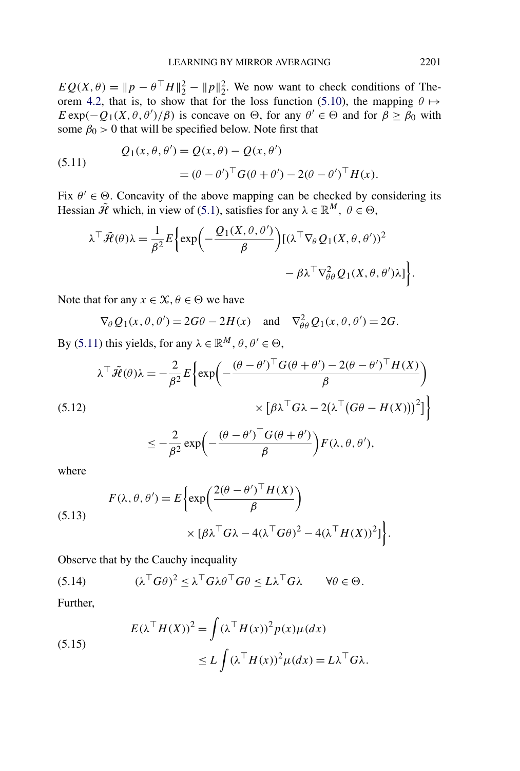$EQ(X,\theta) = \|p - \theta^\top H\|_2^2 - \|p\|_2^2$. We now want to check conditions of Theorem 4.2, that is, to show that for the loss function (5.10), the mapping $\theta \mapsto E\exp(-Q_1(X,\theta,\theta')/\beta)$ is concave on $\Theta$, for any $\theta' \in \Theta$ and for $\beta \geq \beta_0$ with some $\beta_0 > 0$ that will be specified below. Note first that

$$
\begin{aligned}
Q_1(x,\theta,\theta') &= Q(x,\theta) - Q(x,\theta') \\
&= (\theta - \theta')^\top G(\theta + \theta') - 2(\theta - \theta')^\top H(x).
\end{aligned}
\tag{5.11}
$$

Fix $\theta' \in \Theta$. Concavity of the above mapping can be checked by considering its Hessian $\tilde{\mathcal{H}}$ which, in view of (5.1), satisfies for any $\lambda \in \mathbb{R}^M$, $\theta \in \Theta$,

$$
\begin{aligned}
\lambda^\top \tilde{\mathcal{H}}(\theta)\lambda = \frac{1}{\beta^2} E\biggl\{\exp\biggl(-\frac{Q_1(X,\theta,\theta')}{\beta}\biggr)[(\lambda^\top \nabla_\theta Q_1(X,\theta,\theta'))^2 \\
- \beta\lambda^\top \nabla^2_{\theta\theta} Q_1(X,\theta,\theta')\lambda]\biggr\}.
\end{aligned}
$$

Note that for any $x \in \mathcal{X}, \theta \in \Theta$ we have

$$
\nabla_\theta Q_1(x,\theta,\theta') = 2G\theta - 2H(x) \quad \text{and} \quad \nabla^2_{\theta\theta} Q_1(x,\theta,\theta') = 2G.
$$

By (5.11) this yields, for any $\lambda \in \mathbb{R}^M$, $\theta, \theta' \in \Theta$,

$$
\begin{aligned}
\lambda^\top \tilde{\mathcal{H}}(\theta)\lambda &= -\frac{2}{\beta^2} E\biggl\{\exp\biggl(-\frac{(\theta-\theta')^\top G(\theta+\theta') - 2(\theta-\theta')^\top H(X)}{\beta}\biggr) \\
&\qquad \times \bigl[\beta\lambda^\top G\lambda - 2\bigl(\lambda^\top\bigl(G\theta - H(X)\bigr)\bigr)^2\bigr]\biggr\} \\
&\leq -\frac{2}{\beta^2}\exp\biggl(-\frac{(\theta-\theta')^\top G(\theta+\theta')}{\beta}\biggr) F(\lambda,\theta,\theta'),
\end{aligned}
\tag{5.12}
$$

where

$$
\begin{aligned}
F(\lambda,\theta,\theta') = E\biggl\{&\exp\biggl(\frac{2(\theta-\theta')^\top H(X)}{\beta}\biggr) \\
&\times [\beta\lambda^\top G\lambda - 4(\lambda^\top G\theta)^2 - 4(\lambda^\top H(X))^2]\biggr\}.
\end{aligned}
\tag{5.13}
$$

Observe that by the Cauchy inequality

$$
(\lambda^\top G\theta)^2 \leq \lambda^\top G\lambda\theta^\top G\theta \leq L\lambda^\top G\lambda \qquad \forall\theta \in \Theta.
\tag{5.14}
$$

Further,

$$
\begin{aligned}
E(\lambda^\top H(X))^2 &= \int (\lambda^\top H(x))^2 p(x)\mu(dx) \\
&\leq L\int (\lambda^\top H(x))^2 \mu(dx) = L\lambda^\top G\lambda.
\end{aligned}
\tag{5.15}
$$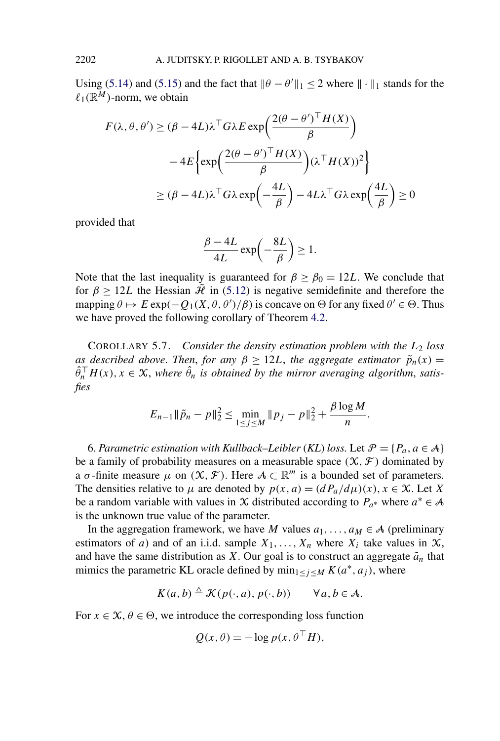Using (5.14) and (5.15) and the fact that $\|\theta - \theta'\|_1 \le 2$ where $\|\cdot\|_1$ stands for the $\ell_1(\mathbb{R}^M)$-norm, we obtain

$$
\begin{aligned}
F(\lambda, \theta, \theta') &\ge (\beta - 4L)\lambda^\top G \lambda E \exp\biggl(\frac{2(\theta - \theta')^\top H(X)}{\beta}\biggr) \\
&\quad - 4E\biggl\{\exp\biggl(\frac{2(\theta - \theta')^\top H(X)}{\beta}\biggr)(\lambda^\top H(X))^2\biggr\} \\
&\ge (\beta - 4L)\lambda^\top G \lambda \exp\biggl(-\frac{4L}{\beta}\biggr) - 4L\lambda^\top G\lambda \exp\biggl(\frac{4L}{\beta}\biggr) \ge 0
\end{aligned}
$$

provided that

$$
\frac{\beta - 4L}{4L} \exp\biggl(-\frac{8L}{\beta}\biggr) \ge 1.
$$

Note that the last inequality is guaranteed for $\beta \ge \beta_0 = 12L$. We conclude that for $\beta \ge 12L$ the Hessian $\mathscr{H}$ in (5.12) is negative semidefinite and therefore the mapping $\theta \mapsto E\exp(-Q_1(X, \theta, \theta')/\beta)$ is concave on $\Theta$ for any fixed $\theta' \in \Theta$. Thus we have proved the following corollary of Theorem 4.2.

COROLLARY 5.7. *Consider the density estimation problem with the $L_2$ loss as described above. Then, for any $\beta \ge 12L$, the aggregate estimator $\tilde{p}_n(x) = \hat{\theta}_n^\top H(x)$, $x \in \mathcal{X}$, where $\hat{\theta}_n$ is obtained by the mirror averaging algorithm, satisfies*

$$
E_{n-1}\|\tilde{p}_n - p\|_2^2 \le \min_{1 \le j \le M} \|p_j - p\|_2^2 + \frac{\beta \log M}{n}.
$$

6. *Parametric estimation with Kullback–Leibler (KL) loss.* Let $\mathcal{P} = \{P_a, a \in \mathcal{A}\}$ be a family of probability measures on a measurable space $(\mathcal{X}, \mathcal{F})$ dominated by a $\sigma$-finite measure $\mu$ on $(\mathcal{X}, \mathcal{F})$. Here $\mathcal{A} \subset \mathbb{R}^m$ is a bounded set of parameters. The densities relative to $\mu$ are denoted by $p(x, a) = (dP_a/d\mu)(x)$, $x \in \mathcal{X}$. Let $X$ be a random variable with values in $\mathcal{X}$ distributed according to $P_{a^*}$ where $a^* \in \mathcal{A}$ is the unknown true value of the parameter.

In the aggregation framework, we have $M$ values $a_1, \dots, a_M \in \mathcal{A}$ (preliminary estimators of $a$) and of an i.i.d. sample $X_1, \dots, X_n$ where $X_i$ take values in $\mathcal{X}$, and have the same distribution as $X$. Our goal is to construct an aggregate $\tilde{a}_n$ that mimics the parametric KL oracle defined by $\min_{1 \le j \le M} K(a^*, a_j)$, where

$$
K(a, b) \triangleq \mathcal{K}(p(\cdot, a), p(\cdot, b)) \qquad \forall a, b \in \mathcal{A}.
$$

For $x \in \mathcal{X}$, $\theta \in \Theta$, we introduce the corresponding loss function

$$
Q(x, \theta) = -\log p(x, \theta^\top H),
$$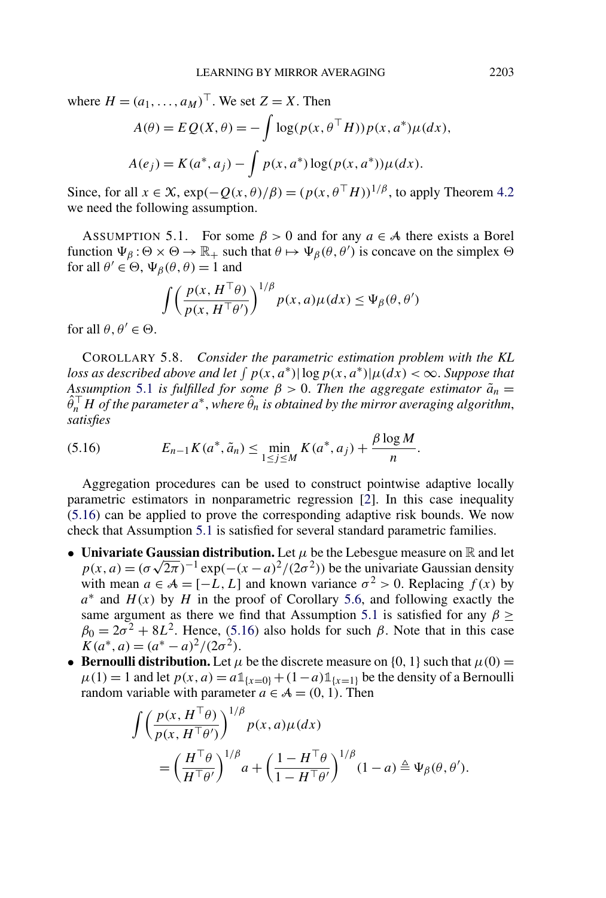where $H = (a_1, \dots, a_M)^\top$. We set $Z = X$. Then

$$A(\theta) = EQ(X, \theta) = -\int \log(p(x, \theta^\top H)) p(x, a^*) \mu(dx),$$

$$A(e_j) = K(a^*, a_j) - \int p(x, a^*) \log(p(x, a^*)) \mu(dx).$$

Since, for all $x \in \mathcal{X}$, $\exp(-Q(x, \theta)/\beta) = (p(x, \theta^\top H))^{1/\beta}$, to apply Theorem 4.2 we need the following assumption.

ASSUMPTION 5.1. For some $\beta > 0$ and for any $a \in \mathcal{A}$ there exists a Borel function $\Psi_\beta : \Theta \times \Theta \to \mathbb{R}_+$ such that $\theta \mapsto \Psi_\beta(\theta, \theta')$ is concave on the simplex $\Theta$ for all $\theta' \in \Theta$, $\Psi_\beta(\theta, \theta) = 1$ and

$$\int \left( \frac{p(x, H^\top \theta)}{p(x, H^\top \theta')} \right)^{1/\beta} p(x, a) \mu(dx) \le \Psi_\beta(\theta, \theta')$$

for all $\theta, \theta' \in \Theta$.

COROLLARY 5.8. *Consider the parametric estimation problem with the KL loss as described above and let $\int p(x, a^*) |\log p(x, a^*)| \mu(dx) < \infty$. Suppose that Assumption 5.1 is fulfilled for some $\beta > 0$. Then the aggregate estimator $\tilde{a}_n = \hat{\theta}_n^\top H$ of the parameter $a^*$, where $\hat{\theta}_n$ is obtained by the mirror averaging algorithm, satisfies*

$$E_{n-1} K(a^*, \tilde{a}_n) \le \min_{1 \le j \le M} K(a^*, a_j) + \frac{\beta \log M}{n}. \tag{5.16}$$

Aggregation procedures can be used to construct pointwise adaptive locally parametric estimators in nonparametric regression [2]. In this case inequality (5.16) can be applied to prove the corresponding adaptive risk bounds. We now check that Assumption 5.1 is satisfied for several standard parametric families.

- **Univariate Gaussian distribution.** Let $\mu$ be the Lebesgue measure on $\mathbb{R}$ and let $p(x, a) = (\sigma\sqrt{2\pi})^{-1} \exp(-(x-a)^2/(2\sigma^2))$ be the univariate Gaussian density with mean $a \in \mathcal{A} = [-L, L]$ and known variance $\sigma^2 > 0$. Replacing $f(x)$ by $a^*$ and $H(x)$ by $H$ in the proof of Corollary 5.6, and following exactly the same argument as there we find that Assumption 5.1 is satisfied for any $\beta \ge \beta_0 = 2\sigma^2 + 8L^2$. Hence, (5.16) also holds for such $\beta$. Note that in this case $K(a^*, a) = (a^* - a)^2/(2\sigma^2)$.
- **Bernoulli distribution.** Let $\mu$ be the discrete measure on $\{0, 1\}$ such that $\mu(0) = \mu(1) = 1$ and let $p(x, a) = a\mathbb{1}_{\{x=0\}} + (1-a)\mathbb{1}_{\{x=1\}}$ be the density of a Bernoulli random variable with parameter $a \in \mathcal{A} = (0, 1)$. Then

$$\begin{aligned}
&\int \left( \frac{p(x, H^\top \theta)}{p(x, H^\top \theta')} \right)^{1/\beta} p(x, a) \mu(dx) \\
&\quad = \left( \frac{H^\top \theta}{H^\top \theta'} \right)^{1/\beta} a + \left( \frac{1 - H^\top \theta}{1 - H^\top \theta'} \right)^{1/\beta} (1 - a) \triangleq \Psi_\beta(\theta, \theta').
\end{aligned}$$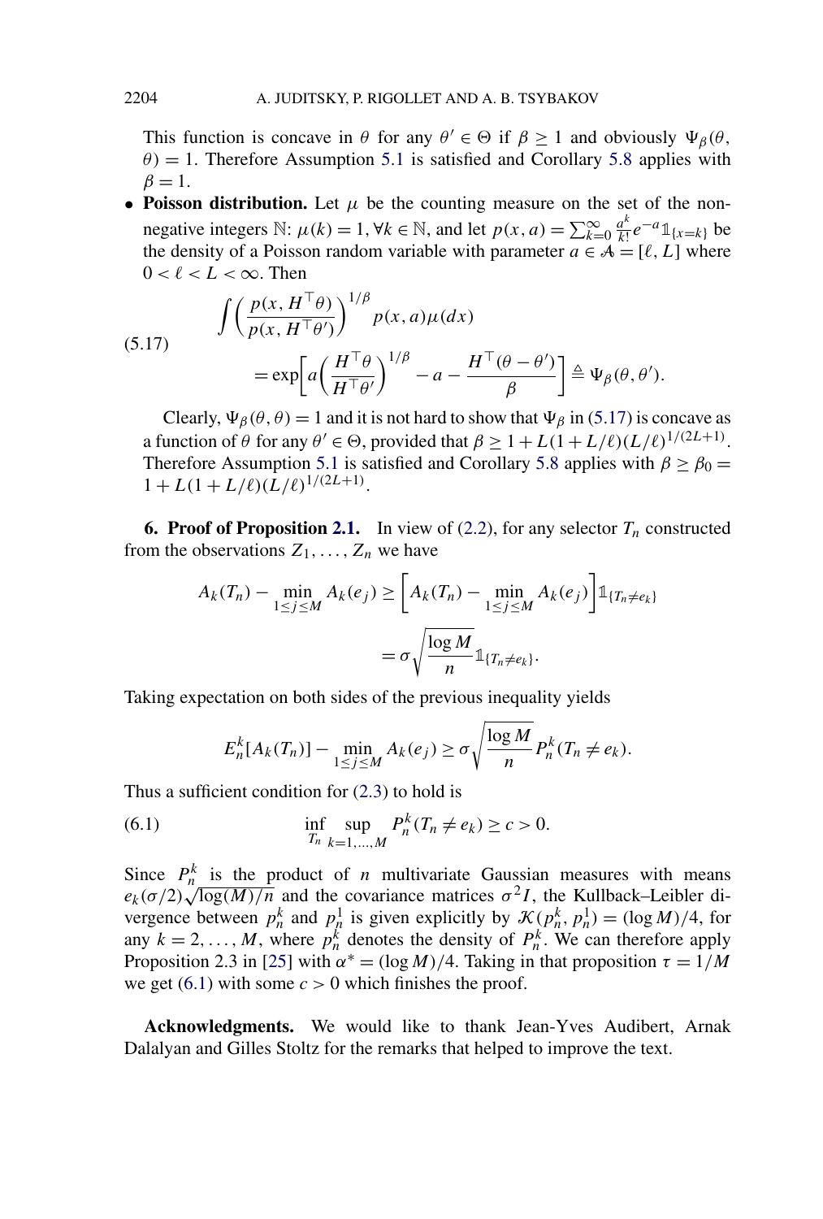This function is concave in $\theta$ for any $\theta' \in \Theta$ if $\beta \geq 1$ and obviously $\Psi_\beta(\theta, \theta) = 1$. Therefore Assumption 5.1 is satisfied and Corollary 5.8 applies with $\beta = 1$.

- **Poisson distribution.** Let $\mu$ be the counting measure on the set of the nonnegative integers $\mathbb{N}$: $\mu(k) = 1, \forall k \in \mathbb{N}$, and let $p(x, a) = \sum_{k=0}^{\infty} \frac{a^k}{k!} e^{-a} \mathbb{1}_{\{x=k\}}$ be the density of a Poisson random variable with parameter $a \in \mathcal{A} = [\ell, L]$ where $0 < \ell < L < \infty$. Then

$$
\begin{aligned}
&\int \left( \frac{p(x, H^\top \theta)}{p(x, H^\top \theta')} \right)^{1/\beta} p(x, a) \mu(dx) \\
&\qquad = \exp\left[ a \left( \frac{H^\top \theta}{H^\top \theta'} \right)^{1/\beta} - a - \frac{H^\top(\theta - \theta')}{\beta} \right] \triangleq \Psi_\beta(\theta, \theta').
\end{aligned}
\tag{5.17}
$$

Clearly, $\Psi_\beta(\theta, \theta) = 1$ and it is not hard to show that $\Psi_\beta$ in (5.17) is concave as a function of $\theta$ for any $\theta' \in \Theta$, provided that $\beta \geq 1 + L(1 + L/\ell)(L/\ell)^{1/(2L+1)}$. Therefore Assumption 5.1 is satisfied and Corollary 5.8 applies with $\beta \geq \beta_0 = 1 + L(1 + L/\ell)(L/\ell)^{1/(2L+1)}$.

**6. Proof of Proposition 2.1.** In view of (2.2), for any selector $T_n$ constructed from the observations $Z_1, \ldots, Z_n$ we have

$$
\begin{aligned}
A_k(T_n) - \min_{1 \leq j \leq M} A_k(e_j) &\geq \left[ A_k(T_n) - \min_{1 \leq j \leq M} A_k(e_j) \right] \mathbb{1}_{\{T_n \neq e_k\}} \\
&= \sigma \sqrt{\frac{\log M}{n}} \mathbb{1}_{\{T_n \neq e_k\}}.
\end{aligned}
$$

Taking expectation on both sides of the previous inequality yields

$$
E_n^k[A_k(T_n)] - \min_{1 \leq j \leq M} A_k(e_j) \geq \sigma \sqrt{\frac{\log M}{n}} P_n^k(T_n \neq e_k).
$$

Thus a sufficient condition for (2.3) to hold is

$$
\inf_{T_n} \sup_{k=1,\ldots,M} P_n^k(T_n \neq e_k) \geq c > 0.
\tag{6.1}
$$

Since $P_n^k$ is the product of $n$ multivariate Gaussian measures with means $e_k(\sigma/2)\sqrt{\log(M)/n}$ and the covariance matrices $\sigma^2 I$, the Kullback–Leibler divergence between $p_n^k$ and $p_n^1$ is given explicitly by $\mathcal{K}(p_n^k, p_n^1) = (\log M)/4$, for any $k = 2, \ldots, M$, where $p_n^k$ denotes the density of $P_n^k$. We can therefore apply Proposition 2.3 in [25] with $\alpha^* = (\log M)/4$. Taking in that proposition $\tau = 1/M$ we get (6.1) with some $c > 0$ which finishes the proof.

**Acknowledgments.** We would like to thank Jean-Yves Audibert, Arnak Dalalyan and Gilles Stoltz for the remarks that helped to improve the text.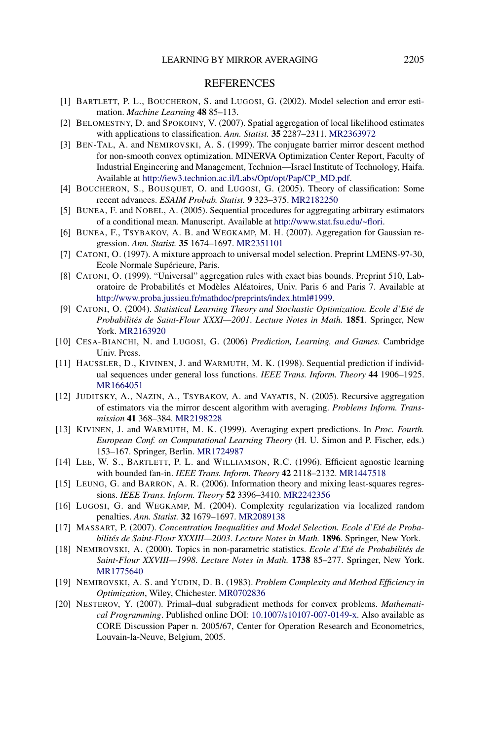## REFERENCES

[1] BARTLETT, P. L., BOUCHERON, S. and LUGOSI, G. (2002). Model selection and error estimation. *Machine Learning* **48** 85–113.

[2] BELOMESTNY, D. and SPOKOINY, V. (2007). Spatial aggregation of local likelihood estimates with applications to classification. *Ann. Statist.* **35** 2287–2311. MR2363972

[3] BEN-TAL, A. and NEMIROVSKI, A. S. (1999). The conjugate barrier mirror descent method for non-smooth convex optimization. MINERVA Optimization Center Report, Faculty of Industrial Engineering and Management, Technion—Israel Institute of Technology, Haifa. Available at http://iew3.technion.ac.il/Labs/Opt/opt/Pap/CP_MD.pdf.

[4] BOUCHERON, S., BOUSQUET, O. and LUGOSI, G. (2005). Theory of classification: Some recent advances. *ESAIM Probab. Statist.* **9** 323–375. MR2182250

[5] BUNEA, F. and NOBEL, A. (2005). Sequential procedures for aggregating arbitrary estimators of a conditional mean. Manuscript. Available at http://www.stat.fsu.edu/~flori.

[6] BUNEA, F., TSYBAKOV, A. B. and WEGKAMP, M. H. (2007). Aggregation for Gaussian regression. *Ann. Statist.* **35** 1674–1697. MR2351101

[7] CATONI, O. (1997). A mixture approach to universal model selection. Preprint LMENS-97-30, Ecole Normale Supérieure, Paris.

[8] CATONI, O. (1999). "Universal" aggregation rules with exact bias bounds. Preprint 510, Laboratoire de Probabilités et Modèles Aléatoires, Univ. Paris 6 and Paris 7. Available at http://www.proba.jussieu.fr/mathdoc/preprints/index.html#1999.

[9] CATONI, O. (2004). *Statistical Learning Theory and Stochastic Optimization. Ecole d'Eté de Probabilités de Saint-Flour XXXI—2001*. *Lecture Notes in Math.* **1851**. Springer, New York. MR2163920

[10] CESA-BIANCHI, N. and LUGOSI, G. (2006) *Prediction, Learning, and Games*. Cambridge Univ. Press.

[11] HAUSSLER, D., KIVINEN, J. and WARMUTH, M. K. (1998). Sequential prediction if individual sequences under general loss functions. *IEEE Trans. Inform. Theory* **44** 1906–1925. MR1664051

[12] JUDITSKY, A., NAZIN, A., TSYBAKOV, A. and VAYATIS, N. (2005). Recursive aggregation of estimators via the mirror descent algorithm with averaging. *Problems Inform. Transmission* **41** 368–384. MR2198228

[13] KIVINEN, J. and WARMUTH, M. K. (1999). Averaging expert predictions. In *Proc. Fourth. European Conf. on Computational Learning Theory* (H. U. Simon and P. Fischer, eds.) 153–167. Springer, Berlin. MR1724987

[14] LEE, W. S., BARTLETT, P. L. and WILLIAMSON, R.C. (1996). Efficient agnostic learning with bounded fan-in. *IEEE Trans. Inform. Theory* **42** 2118–2132. MR1447518

[15] LEUNG, G. and BARRON, A. R. (2006). Information theory and mixing least-squares regressions. *IEEE Trans. Inform. Theory* **52** 3396–3410. MR2242356

[16] LUGOSI, G. and WEGKAMP, M. (2004). Complexity regularization via localized random penalties. *Ann. Statist.* **32** 1679–1697. MR2089138

[17] MASSART, P. (2007). *Concentration Inequalities and Model Selection. Ecole d'Eté de Probabilités de Saint-Flour XXXIII—2003*. *Lecture Notes in Math.* **1896**. Springer, New York.

[18] NEMIROVSKI, A. (2000). Topics in non-parametric statistics. *Ecole d'Eté de Probabilités de Saint-Flour XXVIII—1998*. *Lecture Notes in Math.* **1738** 85–277. Springer, New York. MR1775640

[19] NEMIROVSKI, A. S. and YUDIN, D. B. (1983). *Problem Complexity and Method Efficiency in Optimization*, Wiley, Chichester. MR0702836

[20] NESTEROV, Y. (2007). Primal–dual subgradient methods for convex problems. *Mathematical Programming*. Published online DOI: 10.1007/s10107-007-0149-x. Also available as CORE Discussion Paper n. 2005/67, Center for Operation Research and Econometrics, Louvain-la-Neuve, Belgium, 2005.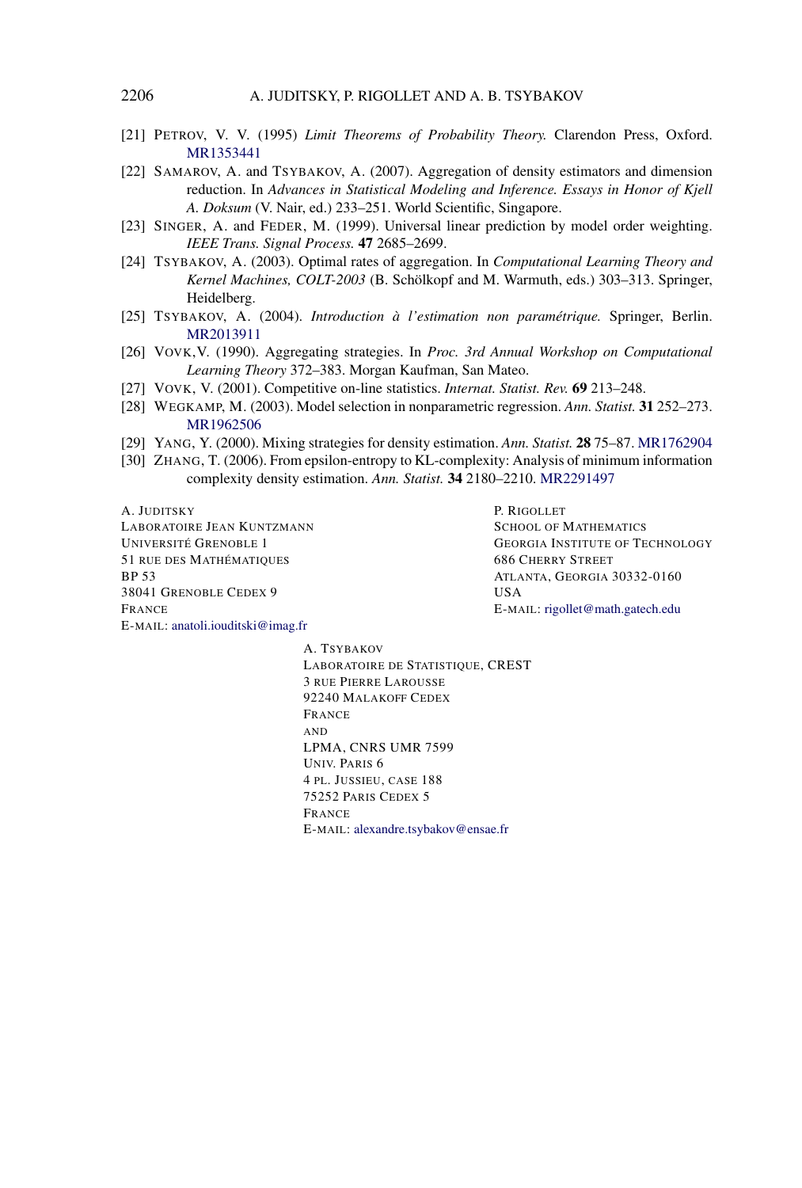[21] PETROV, V. V. (1995) *Limit Theorems of Probability Theory.* Clarendon Press, Oxford. MR1353441

[22] SAMAROV, A. and TSYBAKOV, A. (2007). Aggregation of density estimators and dimension reduction. In *Advances in Statistical Modeling and Inference. Essays in Honor of Kjell A. Doksum* (V. Nair, ed.) 233–251. World Scientific, Singapore.

[23] SINGER, A. and FEDER, M. (1999). Universal linear prediction by model order weighting. *IEEE Trans. Signal Process.* **47** 2685–2699.

[24] TSYBAKOV, A. (2003). Optimal rates of aggregation. In *Computational Learning Theory and Kernel Machines, COLT-2003* (B. Schölkopf and M. Warmuth, eds.) 303–313. Springer, Heidelberg.

[25] TSYBAKOV, A. (2004). *Introduction à l'estimation non paramétrique.* Springer, Berlin. MR2013911

[26] VOVK,V. (1990). Aggregating strategies. In *Proc. 3rd Annual Workshop on Computational Learning Theory* 372–383. Morgan Kaufman, San Mateo.

[27] VOVK, V. (2001). Competitive on-line statistics. *Internat. Statist. Rev.* **69** 213–248.

[28] WEGKAMP, M. (2003). Model selection in nonparametric regression. *Ann. Statist.* **31** 252–273. MR1962506

[29] YANG, Y. (2000). Mixing strategies for density estimation. *Ann. Statist.* **28** 75–87. MR1762904

[30] ZHANG, T. (2006). From epsilon-entropy to KL-complexity: Analysis of minimum information complexity density estimation. *Ann. Statist.* **34** 2180–2210. MR2291497

A. JUDITSKY
LABORATOIRE JEAN KUNTZMANN
UNIVERSITÉ GRENOBLE 1
51 RUE DES MATHÉMATIQUES
BP 53
38041 GRENOBLE CEDEX 9
FRANCE
E-MAIL: anatoli.iouditski@imag.fr

P. RIGOLLET
SCHOOL OF MATHEMATICS
GEORGIA INSTITUTE OF TECHNOLOGY
686 CHERRY STREET
ATLANTA, GEORGIA 30332-0160
USA
E-MAIL: rigollet@math.gatech.edu

A. TSYBAKOV
LABORATOIRE DE STATISTIQUE, CREST
3 RUE PIERRE LAROUSSE
92240 MALAKOFF CEDEX
FRANCE
AND
LPMA, CNRS UMR 7599
UNIV. PARIS 6
4 PL. JUSSIEU, CASE 188
75252 PARIS CEDEX 5
FRANCE
E-MAIL: alexandre.tsybakov@ensae.fr